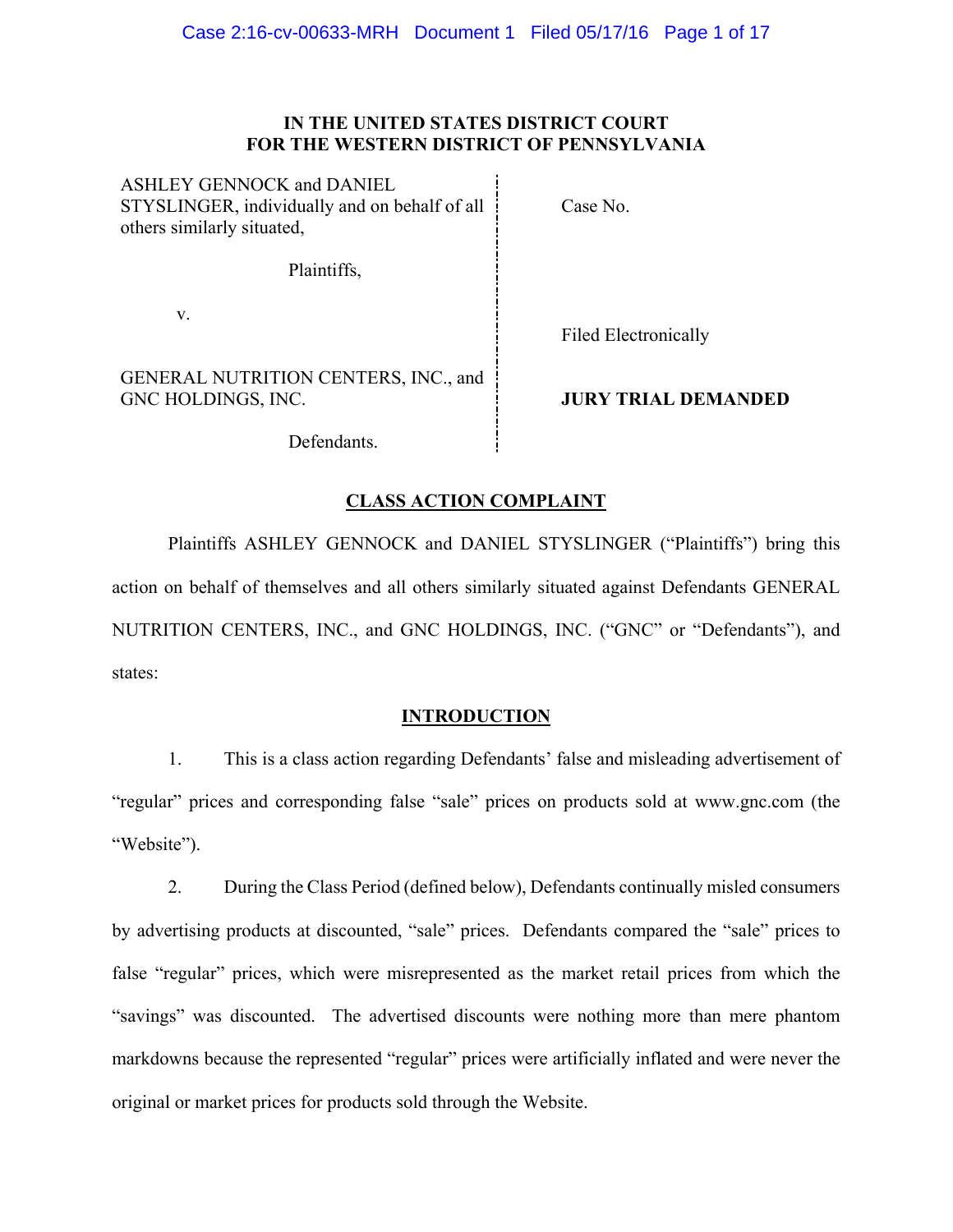**IN THE UNITED STATES DISTRICT COURT**
**FOR THE WESTERN DISTRICT OF PENNSYLVANIA**

| | |
|---|---|
| ASHLEY GENNOCK and DANIEL STYSLINGER, individually and on behalf of all others similarly situated, | Case No. |
| Plaintiffs, | |
| v. | Filed Electronically |
| GENERAL NUTRITION CENTERS, INC., and GNC HOLDINGS, INC. | **JURY TRIAL DEMANDED** |
| Defendants. | |

## CLASS ACTION COMPLAINT

Plaintiffs ASHLEY GENNOCK and DANIEL STYSLINGER ("Plaintiffs") bring this action on behalf of themselves and all others similarly situated against Defendants GENERAL NUTRITION CENTERS, INC., and GNC HOLDINGS, INC. ("GNC" or "Defendants"), and states:

## INTRODUCTION

1. This is a class action regarding Defendants' false and misleading advertisement of "regular" prices and corresponding false "sale" prices on products sold at www.gnc.com (the "Website").

2. During the Class Period (defined below), Defendants continually misled consumers by advertising products at discounted, "sale" prices. Defendants compared the "sale" prices to false "regular" prices, which were misrepresented as the market retail prices from which the "savings" was discounted. The advertised discounts were nothing more than mere phantom markdowns because the represented "regular" prices were artificially inflated and were never the original or market prices for products sold through the Website.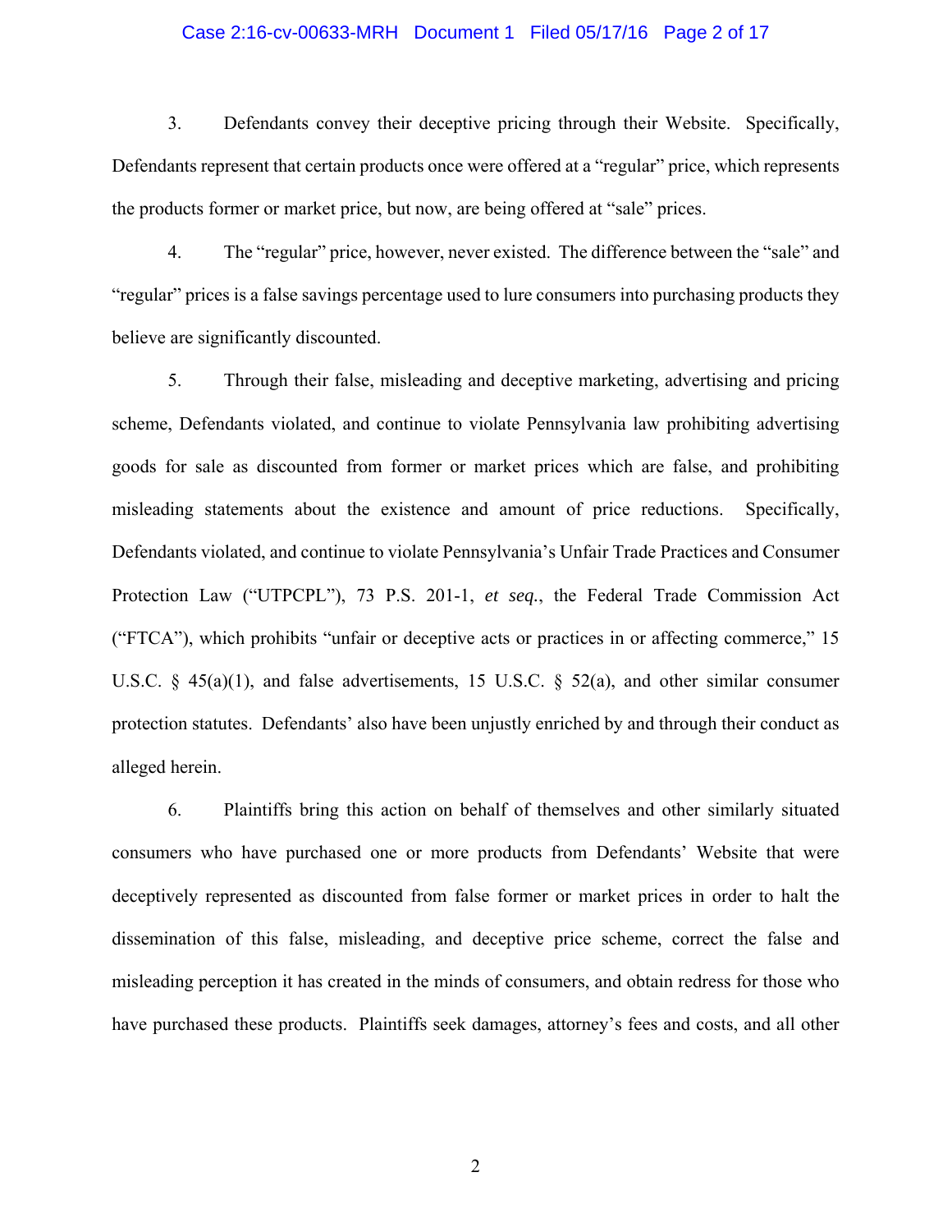3. Defendants convey their deceptive pricing through their Website. Specifically, Defendants represent that certain products once were offered at a "regular" price, which represents the products former or market price, but now, are being offered at "sale" prices.

4. The "regular" price, however, never existed. The difference between the "sale" and "regular" prices is a false savings percentage used to lure consumers into purchasing products they believe are significantly discounted.

5. Through their false, misleading and deceptive marketing, advertising and pricing scheme, Defendants violated, and continue to violate Pennsylvania law prohibiting advertising goods for sale as discounted from former or market prices which are false, and prohibiting misleading statements about the existence and amount of price reductions. Specifically, Defendants violated, and continue to violate Pennsylvania's Unfair Trade Practices and Consumer Protection Law ("UTPCPL"), 73 P.S. 201-1, *et seq.*, the Federal Trade Commission Act ("FTCA"), which prohibits "unfair or deceptive acts or practices in or affecting commerce," 15 U.S.C. § 45(a)(1), and false advertisements, 15 U.S.C. § 52(a), and other similar consumer protection statutes. Defendants' also have been unjustly enriched by and through their conduct as alleged herein.

6. Plaintiffs bring this action on behalf of themselves and other similarly situated consumers who have purchased one or more products from Defendants' Website that were deceptively represented as discounted from false former or market prices in order to halt the dissemination of this false, misleading, and deceptive price scheme, correct the false and misleading perception it has created in the minds of consumers, and obtain redress for those who have purchased these products. Plaintiffs seek damages, attorney's fees and costs, and all other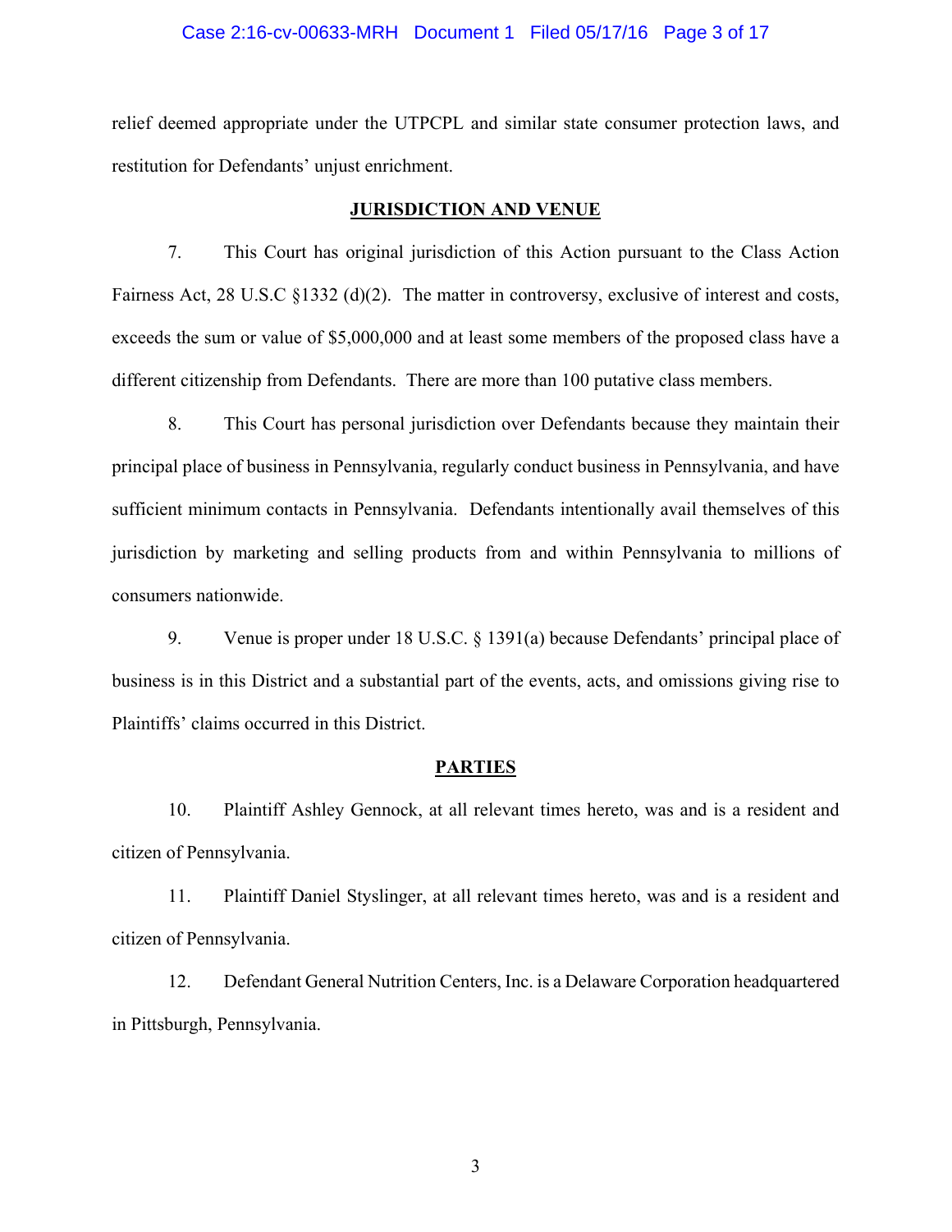relief deemed appropriate under the UTPCPL and similar state consumer protection laws, and restitution for Defendants' unjust enrichment.

## JURISDICTION AND VENUE

7. This Court has original jurisdiction of this Action pursuant to the Class Action Fairness Act, 28 U.S.C §1332 (d)(2). The matter in controversy, exclusive of interest and costs, exceeds the sum or value of $5,000,000 and at least some members of the proposed class have a different citizenship from Defendants. There are more than 100 putative class members.

8. This Court has personal jurisdiction over Defendants because they maintain their principal place of business in Pennsylvania, regularly conduct business in Pennsylvania, and have sufficient minimum contacts in Pennsylvania. Defendants intentionally avail themselves of this jurisdiction by marketing and selling products from and within Pennsylvania to millions of consumers nationwide.

9. Venue is proper under 18 U.S.C. § 1391(a) because Defendants' principal place of business is in this District and a substantial part of the events, acts, and omissions giving rise to Plaintiffs' claims occurred in this District.

## PARTIES

10. Plaintiff Ashley Gennock, at all relevant times hereto, was and is a resident and citizen of Pennsylvania.

11. Plaintiff Daniel Styslinger, at all relevant times hereto, was and is a resident and citizen of Pennsylvania.

12. Defendant General Nutrition Centers, Inc. is a Delaware Corporation headquartered in Pittsburgh, Pennsylvania.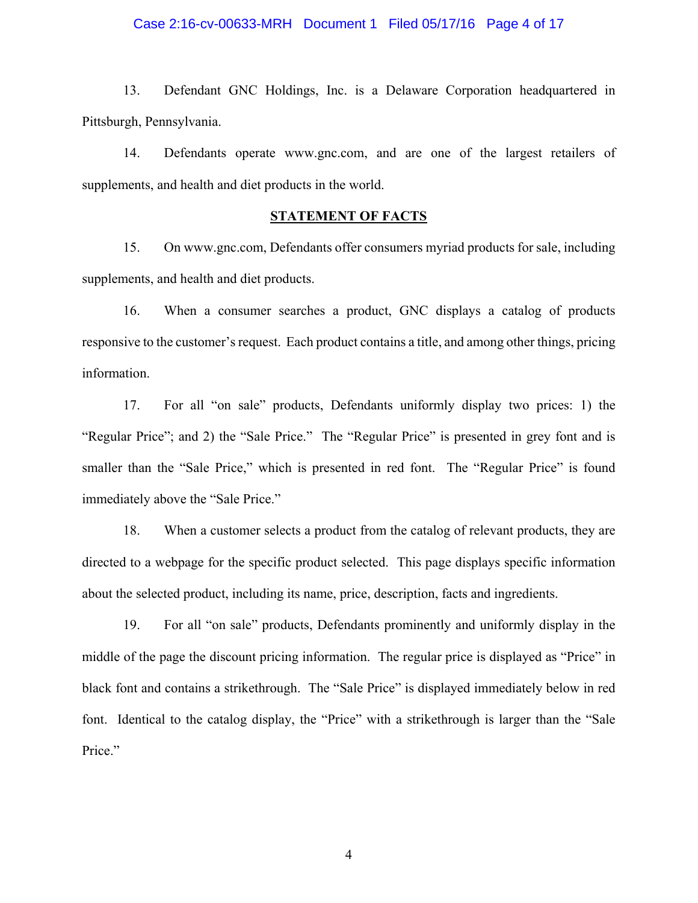13. Defendant GNC Holdings, Inc. is a Delaware Corporation headquartered in Pittsburgh, Pennsylvania.

14. Defendants operate www.gnc.com, and are one of the largest retailers of supplements, and health and diet products in the world.

## STATEMENT OF FACTS

15. On www.gnc.com, Defendants offer consumers myriad products for sale, including supplements, and health and diet products.

16. When a consumer searches a product, GNC displays a catalog of products responsive to the customer's request. Each product contains a title, and among other things, pricing information.

17. For all "on sale" products, Defendants uniformly display two prices: 1) the "Regular Price"; and 2) the "Sale Price." The "Regular Price" is presented in grey font and is smaller than the "Sale Price," which is presented in red font. The "Regular Price" is found immediately above the "Sale Price."

18. When a customer selects a product from the catalog of relevant products, they are directed to a webpage for the specific product selected. This page displays specific information about the selected product, including its name, price, description, facts and ingredients.

19. For all "on sale" products, Defendants prominently and uniformly display in the middle of the page the discount pricing information. The regular price is displayed as "Price" in black font and contains a strikethrough. The "Sale Price" is displayed immediately below in red font. Identical to the catalog display, the "Price" with a strikethrough is larger than the "Sale Price."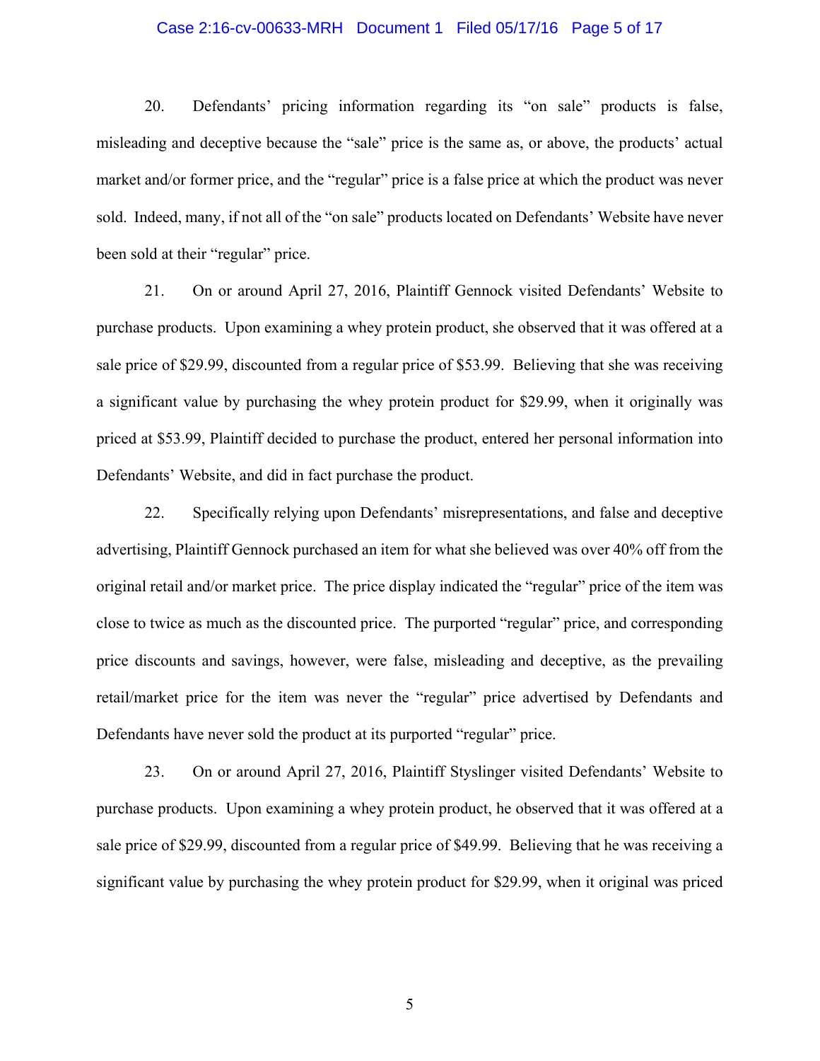20. Defendants' pricing information regarding its "on sale" products is false, misleading and deceptive because the "sale" price is the same as, or above, the products' actual market and/or former price, and the "regular" price is a false price at which the product was never sold. Indeed, many, if not all of the "on sale" products located on Defendants' Website have never been sold at their "regular" price.

21. On or around April 27, 2016, Plaintiff Gennock visited Defendants' Website to purchase products. Upon examining a whey protein product, she observed that it was offered at a sale price of $29.99, discounted from a regular price of $53.99. Believing that she was receiving a significant value by purchasing the whey protein product for $29.99, when it originally was priced at $53.99, Plaintiff decided to purchase the product, entered her personal information into Defendants' Website, and did in fact purchase the product.

22. Specifically relying upon Defendants' misrepresentations, and false and deceptive advertising, Plaintiff Gennock purchased an item for what she believed was over 40% off from the original retail and/or market price. The price display indicated the "regular" price of the item was close to twice as much as the discounted price. The purported "regular" price, and corresponding price discounts and savings, however, were false, misleading and deceptive, as the prevailing retail/market price for the item was never the "regular" price advertised by Defendants and Defendants have never sold the product at its purported "regular" price.

23. On or around April 27, 2016, Plaintiff Styslinger visited Defendants' Website to purchase products. Upon examining a whey protein product, he observed that it was offered at a sale price of $29.99, discounted from a regular price of $49.99. Believing that he was receiving a significant value by purchasing the whey protein product for $29.99, when it original was priced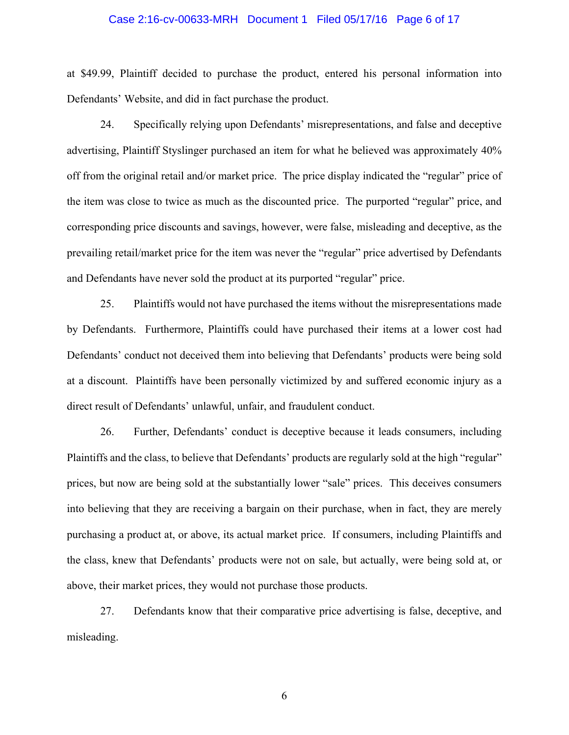at $49.99, Plaintiff decided to purchase the product, entered his personal information into Defendants' Website, and did in fact purchase the product.

24. Specifically relying upon Defendants' misrepresentations, and false and deceptive advertising, Plaintiff Styslinger purchased an item for what he believed was approximately 40% off from the original retail and/or market price. The price display indicated the "regular" price of the item was close to twice as much as the discounted price. The purported "regular" price, and corresponding price discounts and savings, however, were false, misleading and deceptive, as the prevailing retail/market price for the item was never the "regular" price advertised by Defendants and Defendants have never sold the product at its purported "regular" price.

25. Plaintiffs would not have purchased the items without the misrepresentations made by Defendants. Furthermore, Plaintiffs could have purchased their items at a lower cost had Defendants' conduct not deceived them into believing that Defendants' products were being sold at a discount. Plaintiffs have been personally victimized by and suffered economic injury as a direct result of Defendants' unlawful, unfair, and fraudulent conduct.

26. Further, Defendants' conduct is deceptive because it leads consumers, including Plaintiffs and the class, to believe that Defendants' products are regularly sold at the high "regular" prices, but now are being sold at the substantially lower "sale" prices. This deceives consumers into believing that they are receiving a bargain on their purchase, when in fact, they are merely purchasing a product at, or above, its actual market price. If consumers, including Plaintiffs and the class, knew that Defendants' products were not on sale, but actually, were being sold at, or above, their market prices, they would not purchase those products.

27. Defendants know that their comparative price advertising is false, deceptive, and misleading.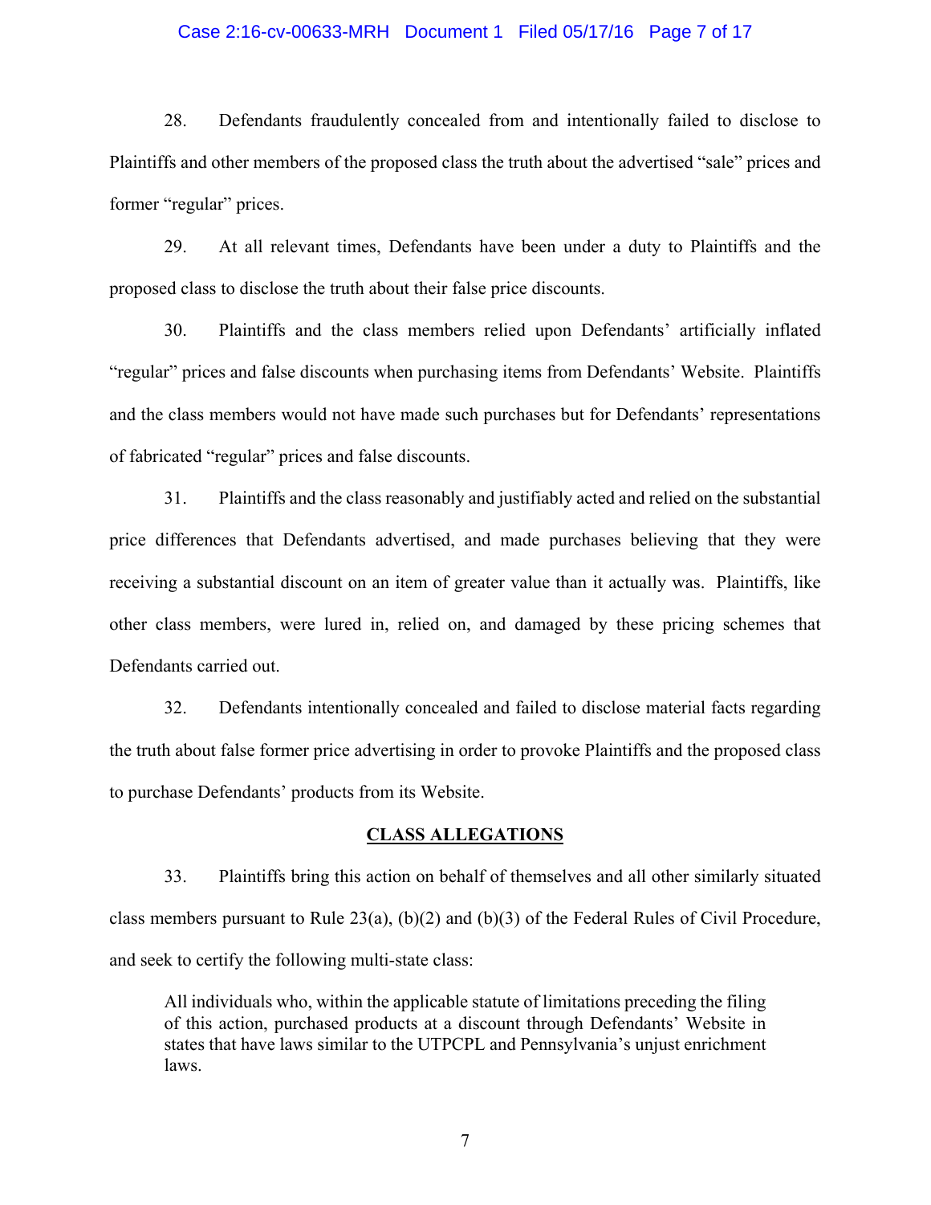28. Defendants fraudulently concealed from and intentionally failed to disclose to Plaintiffs and other members of the proposed class the truth about the advertised "sale" prices and former "regular" prices.

29. At all relevant times, Defendants have been under a duty to Plaintiffs and the proposed class to disclose the truth about their false price discounts.

30. Plaintiffs and the class members relied upon Defendants' artificially inflated "regular" prices and false discounts when purchasing items from Defendants' Website. Plaintiffs and the class members would not have made such purchases but for Defendants' representations of fabricated "regular" prices and false discounts.

31. Plaintiffs and the class reasonably and justifiably acted and relied on the substantial price differences that Defendants advertised, and made purchases believing that they were receiving a substantial discount on an item of greater value than it actually was. Plaintiffs, like other class members, were lured in, relied on, and damaged by these pricing schemes that Defendants carried out.

32. Defendants intentionally concealed and failed to disclose material facts regarding the truth about false former price advertising in order to provoke Plaintiffs and the proposed class to purchase Defendants' products from its Website.

## CLASS ALLEGATIONS

33. Plaintiffs bring this action on behalf of themselves and all other similarly situated class members pursuant to Rule 23(a), (b)(2) and (b)(3) of the Federal Rules of Civil Procedure, and seek to certify the following multi-state class:

> All individuals who, within the applicable statute of limitations preceding the filing of this action, purchased products at a discount through Defendants' Website in states that have laws similar to the UTPCPL and Pennsylvania's unjust enrichment laws.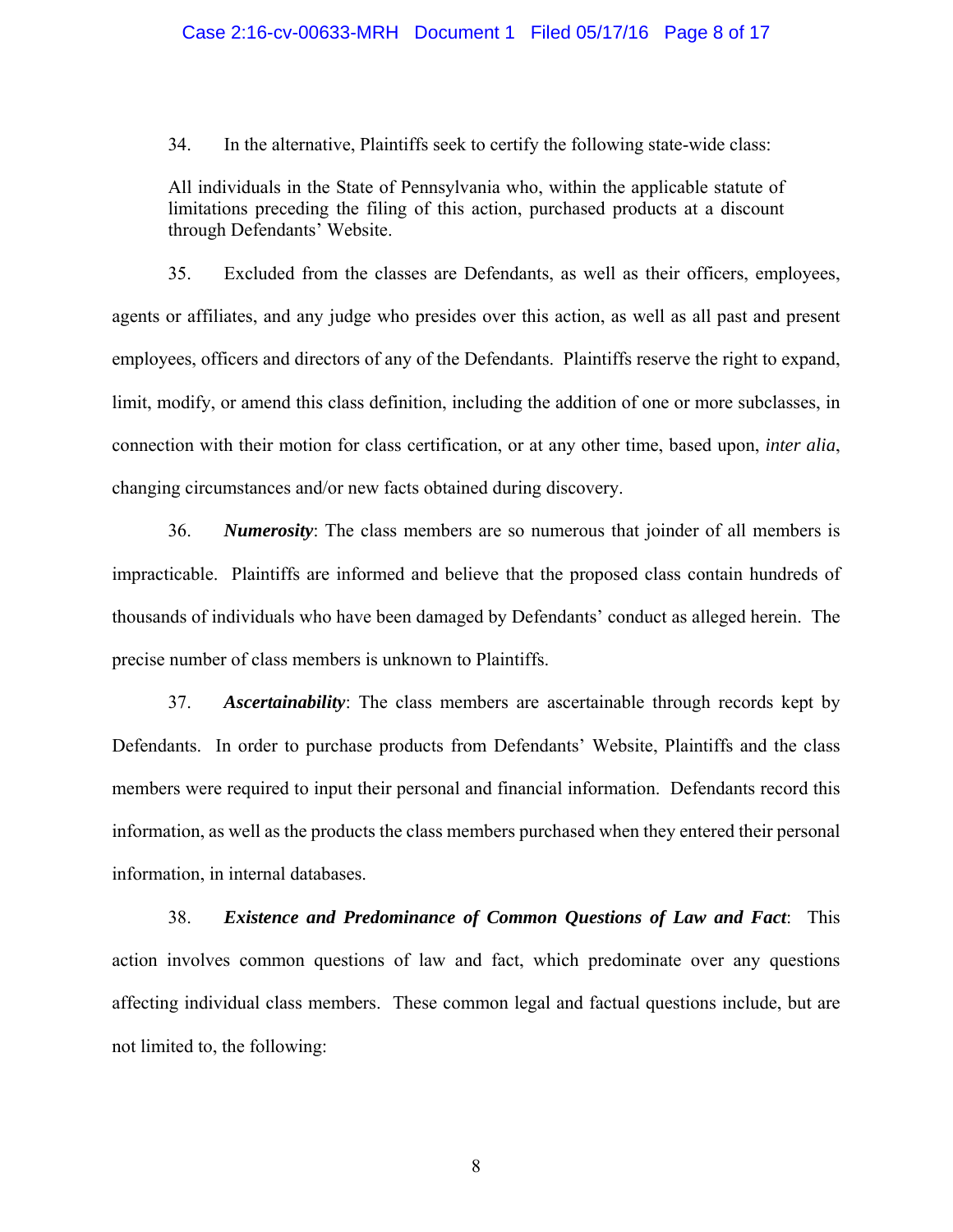34. In the alternative, Plaintiffs seek to certify the following state-wide class:

> All individuals in the State of Pennsylvania who, within the applicable statute of limitations preceding the filing of this action, purchased products at a discount through Defendants' Website.

35. Excluded from the classes are Defendants, as well as their officers, employees, agents or affiliates, and any judge who presides over this action, as well as all past and present employees, officers and directors of any of the Defendants. Plaintiffs reserve the right to expand, limit, modify, or amend this class definition, including the addition of one or more subclasses, in connection with their motion for class certification, or at any other time, based upon, *inter alia*, changing circumstances and/or new facts obtained during discovery.

36. ***Numerosity***: The class members are so numerous that joinder of all members is impracticable. Plaintiffs are informed and believe that the proposed class contain hundreds of thousands of individuals who have been damaged by Defendants' conduct as alleged herein. The precise number of class members is unknown to Plaintiffs.

37. ***Ascertainability***: The class members are ascertainable through records kept by Defendants. In order to purchase products from Defendants' Website, Plaintiffs and the class members were required to input their personal and financial information. Defendants record this information, as well as the products the class members purchased when they entered their personal information, in internal databases.

38. ***Existence and Predominance of Common Questions of Law and Fact***: This action involves common questions of law and fact, which predominate over any questions affecting individual class members. These common legal and factual questions include, but are not limited to, the following: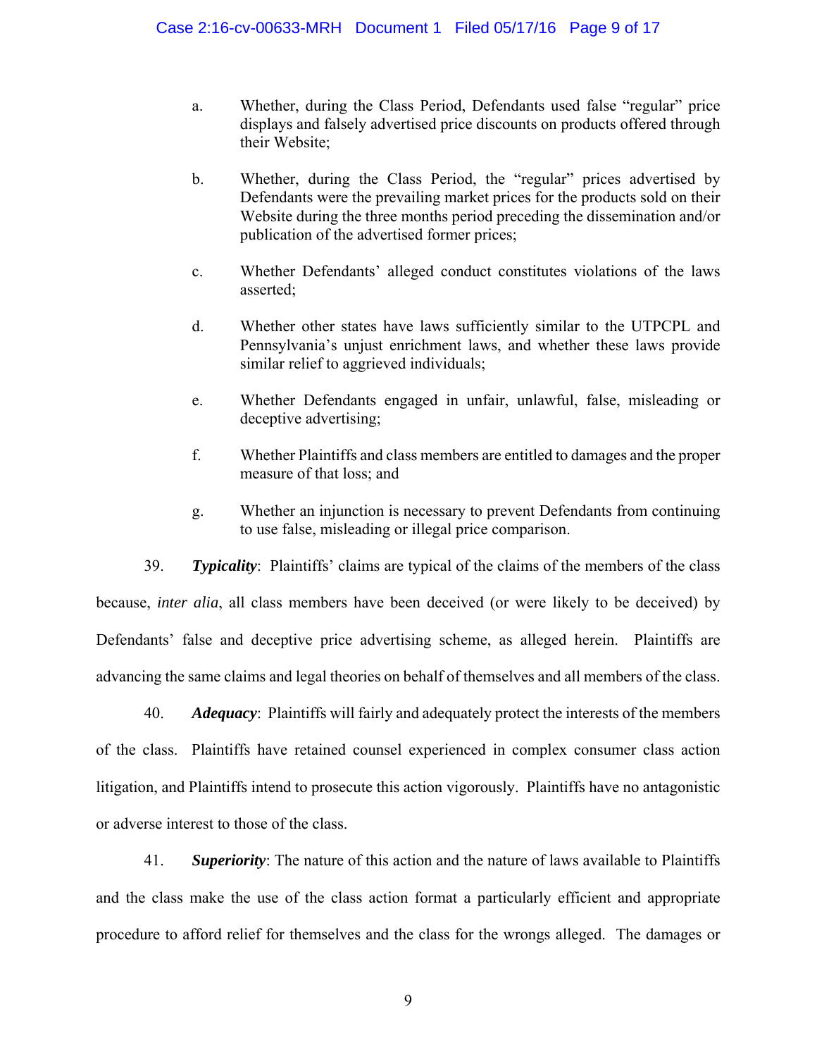a. Whether, during the Class Period, Defendants used false "regular" price displays and falsely advertised price discounts on products offered through their Website;

b. Whether, during the Class Period, the "regular" prices advertised by Defendants were the prevailing market prices for the products sold on their Website during the three months period preceding the dissemination and/or publication of the advertised former prices;

c. Whether Defendants' alleged conduct constitutes violations of the laws asserted;

d. Whether other states have laws sufficiently similar to the UTPCPL and Pennsylvania's unjust enrichment laws, and whether these laws provide similar relief to aggrieved individuals;

e. Whether Defendants engaged in unfair, unlawful, false, misleading or deceptive advertising;

f. Whether Plaintiffs and class members are entitled to damages and the proper measure of that loss; and

g. Whether an injunction is necessary to prevent Defendants from continuing to use false, misleading or illegal price comparison.

39. ***Typicality***: Plaintiffs' claims are typical of the claims of the members of the class because, *inter alia*, all class members have been deceived (or were likely to be deceived) by Defendants' false and deceptive price advertising scheme, as alleged herein. Plaintiffs are advancing the same claims and legal theories on behalf of themselves and all members of the class.

40. ***Adequacy***: Plaintiffs will fairly and adequately protect the interests of the members of the class. Plaintiffs have retained counsel experienced in complex consumer class action litigation, and Plaintiffs intend to prosecute this action vigorously. Plaintiffs have no antagonistic or adverse interest to those of the class.

41. ***Superiority***: The nature of this action and the nature of laws available to Plaintiffs and the class make the use of the class action format a particularly efficient and appropriate procedure to afford relief for themselves and the class for the wrongs alleged. The damages or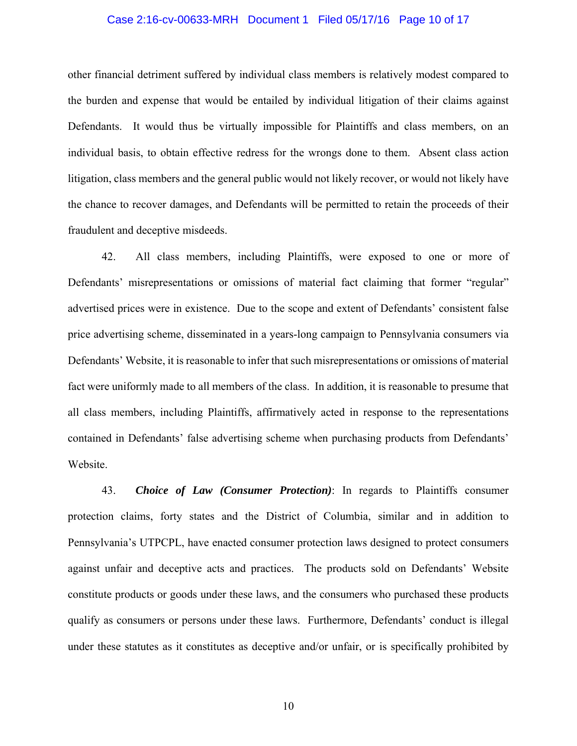other financial detriment suffered by individual class members is relatively modest compared to the burden and expense that would be entailed by individual litigation of their claims against Defendants. It would thus be virtually impossible for Plaintiffs and class members, on an individual basis, to obtain effective redress for the wrongs done to them. Absent class action litigation, class members and the general public would not likely recover, or would not likely have the chance to recover damages, and Defendants will be permitted to retain the proceeds of their fraudulent and deceptive misdeeds.

42. All class members, including Plaintiffs, were exposed to one or more of Defendants' misrepresentations or omissions of material fact claiming that former "regular" advertised prices were in existence. Due to the scope and extent of Defendants' consistent false price advertising scheme, disseminated in a years-long campaign to Pennsylvania consumers via Defendants' Website, it is reasonable to infer that such misrepresentations or omissions of material fact were uniformly made to all members of the class. In addition, it is reasonable to presume that all class members, including Plaintiffs, affirmatively acted in response to the representations contained in Defendants' false advertising scheme when purchasing products from Defendants' Website.

43. ***Choice of Law (Consumer Protection)***: In regards to Plaintiffs consumer protection claims, forty states and the District of Columbia, similar and in addition to Pennsylvania's UTPCPL, have enacted consumer protection laws designed to protect consumers against unfair and deceptive acts and practices. The products sold on Defendants' Website constitute products or goods under these laws, and the consumers who purchased these products qualify as consumers or persons under these laws. Furthermore, Defendants' conduct is illegal under these statutes as it constitutes as deceptive and/or unfair, or is specifically prohibited by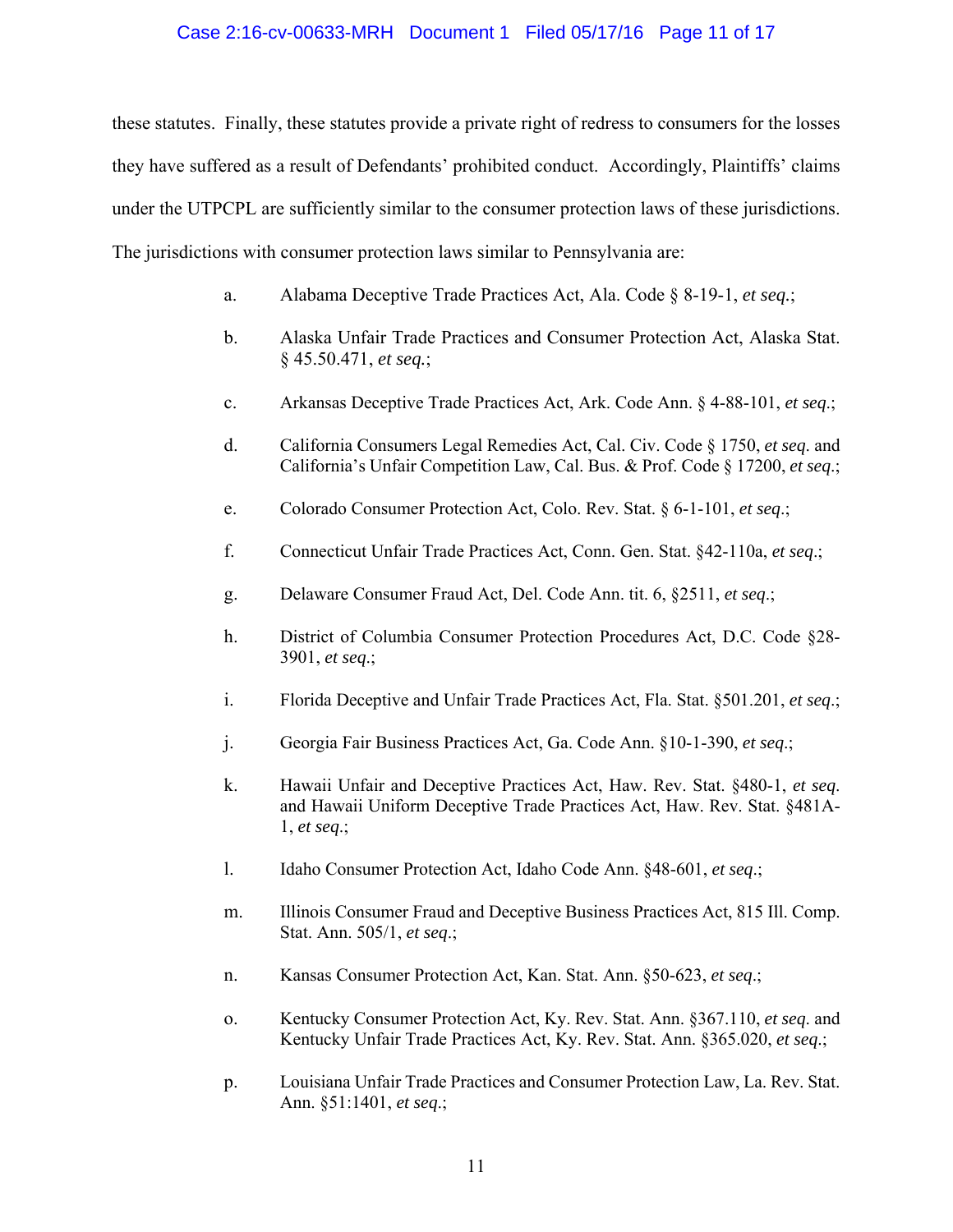these statutes. Finally, these statutes provide a private right of redress to consumers for the losses they have suffered as a result of Defendants' prohibited conduct. Accordingly, Plaintiffs' claims under the UTPCPL are sufficiently similar to the consumer protection laws of these jurisdictions. The jurisdictions with consumer protection laws similar to Pennsylvania are:

a. Alabama Deceptive Trade Practices Act, Ala. Code § 8-19-1, *et seq.*;

b. Alaska Unfair Trade Practices and Consumer Protection Act, Alaska Stat. § 45.50.471, *et seq.*;

c. Arkansas Deceptive Trade Practices Act, Ark. Code Ann. § 4-88-101, *et seq*.;

d. California Consumers Legal Remedies Act, Cal. Civ. Code § 1750, *et seq*. and California's Unfair Competition Law, Cal. Bus. & Prof. Code § 17200, *et seq*.;

e. Colorado Consumer Protection Act, Colo. Rev. Stat. § 6-1-101, *et seq*.;

f. Connecticut Unfair Trade Practices Act, Conn. Gen. Stat. §42-110a, *et seq*.;

g. Delaware Consumer Fraud Act, Del. Code Ann. tit. 6, §2511, *et seq*.;

h. District of Columbia Consumer Protection Procedures Act, D.C. Code §28-3901, *et seq*.;

i. Florida Deceptive and Unfair Trade Practices Act, Fla. Stat. §501.201, *et seq*.;

j. Georgia Fair Business Practices Act, Ga. Code Ann. §10-1-390, *et seq*.;

k. Hawaii Unfair and Deceptive Practices Act, Haw. Rev. Stat. §480-1, *et seq*. and Hawaii Uniform Deceptive Trade Practices Act, Haw. Rev. Stat. §481A-1, *et seq*.;

l. Idaho Consumer Protection Act, Idaho Code Ann. §48-601, *et seq*.;

m. Illinois Consumer Fraud and Deceptive Business Practices Act, 815 Ill. Comp. Stat. Ann. 505/1, *et seq*.;

n. Kansas Consumer Protection Act, Kan. Stat. Ann. §50-623, *et seq*.;

o. Kentucky Consumer Protection Act, Ky. Rev. Stat. Ann. §367.110, *et seq*. and Kentucky Unfair Trade Practices Act, Ky. Rev. Stat. Ann. §365.020, *et seq*.;

p. Louisiana Unfair Trade Practices and Consumer Protection Law, La. Rev. Stat. Ann. §51:1401, *et seq*.;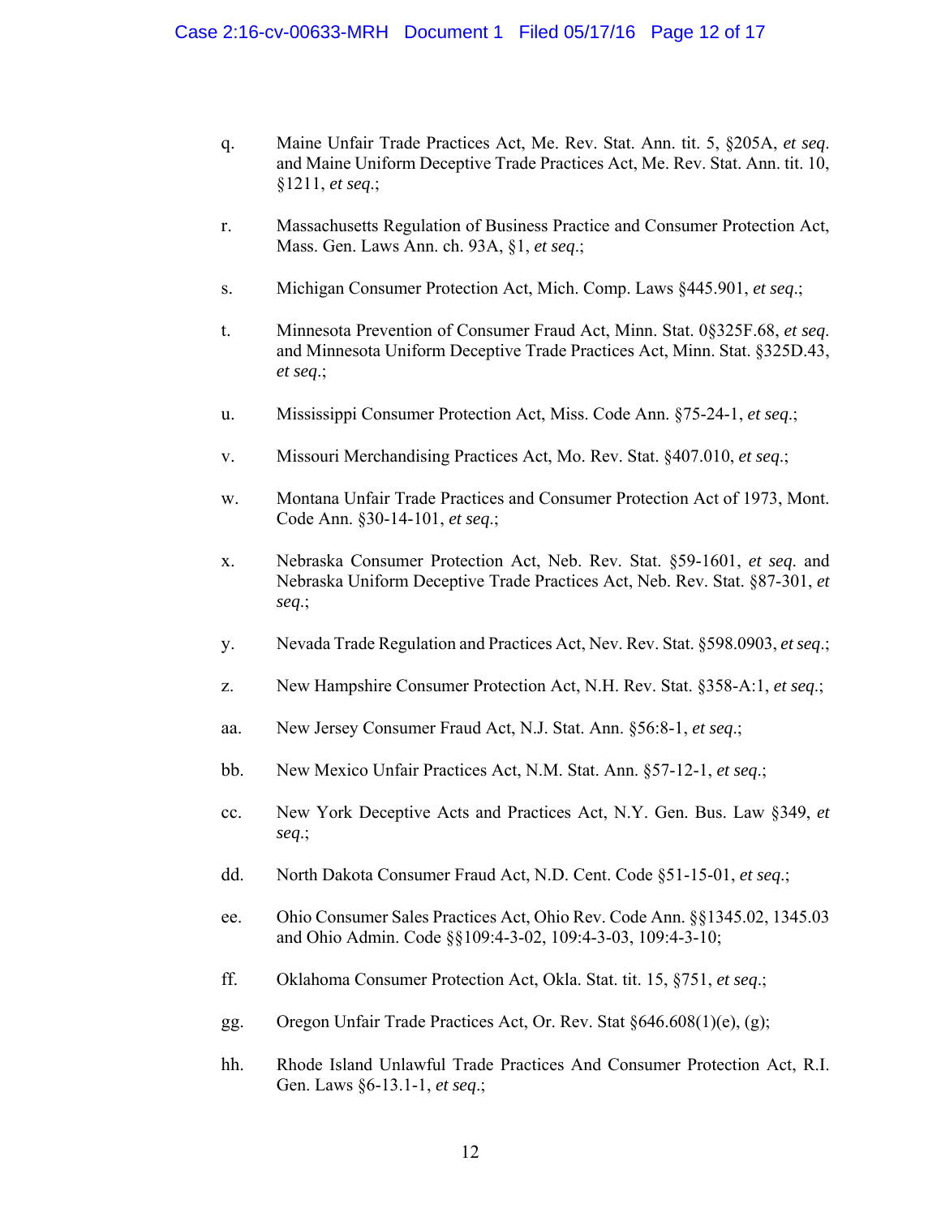q. Maine Unfair Trade Practices Act, Me. Rev. Stat. Ann. tit. 5, §205A, *et seq*. and Maine Uniform Deceptive Trade Practices Act, Me. Rev. Stat. Ann. tit. 10, §1211, *et seq*.;

r. Massachusetts Regulation of Business Practice and Consumer Protection Act, Mass. Gen. Laws Ann. ch. 93A, §1, *et seq*.;

s. Michigan Consumer Protection Act, Mich. Comp. Laws §445.901, *et seq*.;

t. Minnesota Prevention of Consumer Fraud Act, Minn. Stat. 0§325F.68, *et seq*. and Minnesota Uniform Deceptive Trade Practices Act, Minn. Stat. §325D.43, *et seq*.;

u. Mississippi Consumer Protection Act, Miss. Code Ann. §75-24-1, *et seq*.;

v. Missouri Merchandising Practices Act, Mo. Rev. Stat. §407.010, *et seq*.;

w. Montana Unfair Trade Practices and Consumer Protection Act of 1973, Mont. Code Ann. §30-14-101, *et seq*.;

x. Nebraska Consumer Protection Act, Neb. Rev. Stat. §59-1601, *et seq*. and Nebraska Uniform Deceptive Trade Practices Act, Neb. Rev. Stat. §87-301, *et seq*.;

y. Nevada Trade Regulation and Practices Act, Nev. Rev. Stat. §598.0903, *et seq*.;

z. New Hampshire Consumer Protection Act, N.H. Rev. Stat. §358-A:1, *et seq*.;

aa. New Jersey Consumer Fraud Act, N.J. Stat. Ann. §56:8-1, *et seq*.;

bb. New Mexico Unfair Practices Act, N.M. Stat. Ann. §57-12-1, *et seq*.;

cc. New York Deceptive Acts and Practices Act, N.Y. Gen. Bus. Law §349, *et seq*.;

dd. North Dakota Consumer Fraud Act, N.D. Cent. Code §51-15-01, *et seq*.;

ee. Ohio Consumer Sales Practices Act, Ohio Rev. Code Ann. §§1345.02, 1345.03 and Ohio Admin. Code §§109:4-3-02, 109:4-3-03, 109:4-3-10;

ff. Oklahoma Consumer Protection Act, Okla. Stat. tit. 15, §751, *et seq*.;

gg. Oregon Unfair Trade Practices Act, Or. Rev. Stat §646.608(1)(e), (g);

hh. Rhode Island Unlawful Trade Practices And Consumer Protection Act, R.I. Gen. Laws §6-13.1-1, *et seq*.;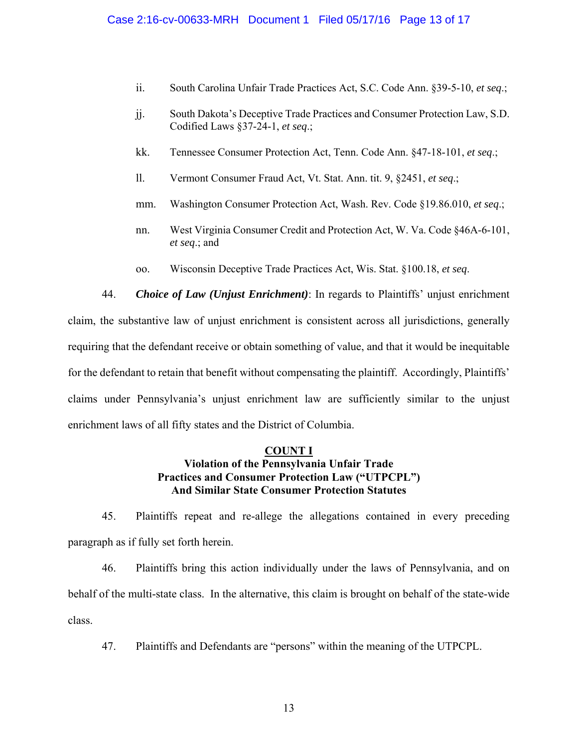ii. South Carolina Unfair Trade Practices Act, S.C. Code Ann. §39-5-10, *et seq*.;

jj. South Dakota's Deceptive Trade Practices and Consumer Protection Law, S.D. Codified Laws §37-24-1, *et seq*.;

kk. Tennessee Consumer Protection Act, Tenn. Code Ann. §47-18-101, *et seq*.;

ll. Vermont Consumer Fraud Act, Vt. Stat. Ann. tit. 9, §2451, *et seq*.;

mm. Washington Consumer Protection Act, Wash. Rev. Code §19.86.010, *et seq*.;

nn. West Virginia Consumer Credit and Protection Act, W. Va. Code §46A-6-101, *et seq*.; and

oo. Wisconsin Deceptive Trade Practices Act, Wis. Stat. §100.18, *et seq*.

44. ***Choice of Law (Unjust Enrichment)***: In regards to Plaintiffs' unjust enrichment claim, the substantive law of unjust enrichment is consistent across all jurisdictions, generally requiring that the defendant receive or obtain something of value, and that it would be inequitable for the defendant to retain that benefit without compensating the plaintiff. Accordingly, Plaintiffs' claims under Pennsylvania's unjust enrichment law are sufficiently similar to the unjust enrichment laws of all fifty states and the District of Columbia.

## COUNT I
## Violation of the Pennsylvania Unfair Trade Practices and Consumer Protection Law ("UTPCPL") And Similar State Consumer Protection Statutes

45. Plaintiffs repeat and re-allege the allegations contained in every preceding paragraph as if fully set forth herein.

46. Plaintiffs bring this action individually under the laws of Pennsylvania, and on behalf of the multi-state class. In the alternative, this claim is brought on behalf of the state-wide class.

47. Plaintiffs and Defendants are "persons" within the meaning of the UTPCPL.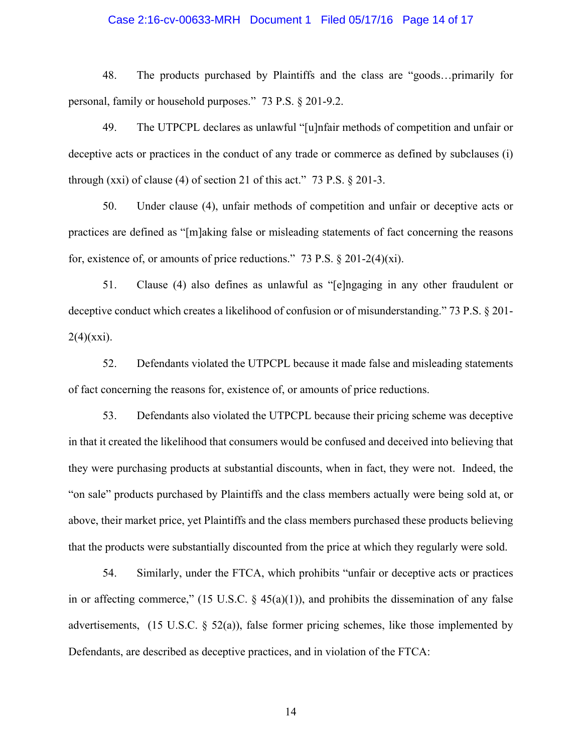48. The products purchased by Plaintiffs and the class are "goods…primarily for personal, family or household purposes." 73 P.S. § 201-9.2.

49. The UTPCPL declares as unlawful "[u]nfair methods of competition and unfair or deceptive acts or practices in the conduct of any trade or commerce as defined by subclauses (i) through (xxi) of clause (4) of section 21 of this act." 73 P.S. § 201-3.

50. Under clause (4), unfair methods of competition and unfair or deceptive acts or practices are defined as "[m]aking false or misleading statements of fact concerning the reasons for, existence of, or amounts of price reductions." 73 P.S. § 201-2(4)(xi).

51. Clause (4) also defines as unlawful as "[e]ngaging in any other fraudulent or deceptive conduct which creates a likelihood of confusion or of misunderstanding." 73 P.S. § 201-2(4)(xxi).

52. Defendants violated the UTPCPL because it made false and misleading statements of fact concerning the reasons for, existence of, or amounts of price reductions.

53. Defendants also violated the UTPCPL because their pricing scheme was deceptive in that it created the likelihood that consumers would be confused and deceived into believing that they were purchasing products at substantial discounts, when in fact, they were not. Indeed, the "on sale" products purchased by Plaintiffs and the class members actually were being sold at, or above, their market price, yet Plaintiffs and the class members purchased these products believing that the products were substantially discounted from the price at which they regularly were sold.

54. Similarly, under the FTCA, which prohibits "unfair or deceptive acts or practices in or affecting commerce," (15 U.S.C. § 45(a)(1)), and prohibits the dissemination of any false advertisements, (15 U.S.C. § 52(a)), false former pricing schemes, like those implemented by Defendants, are described as deceptive practices, and in violation of the FTCA: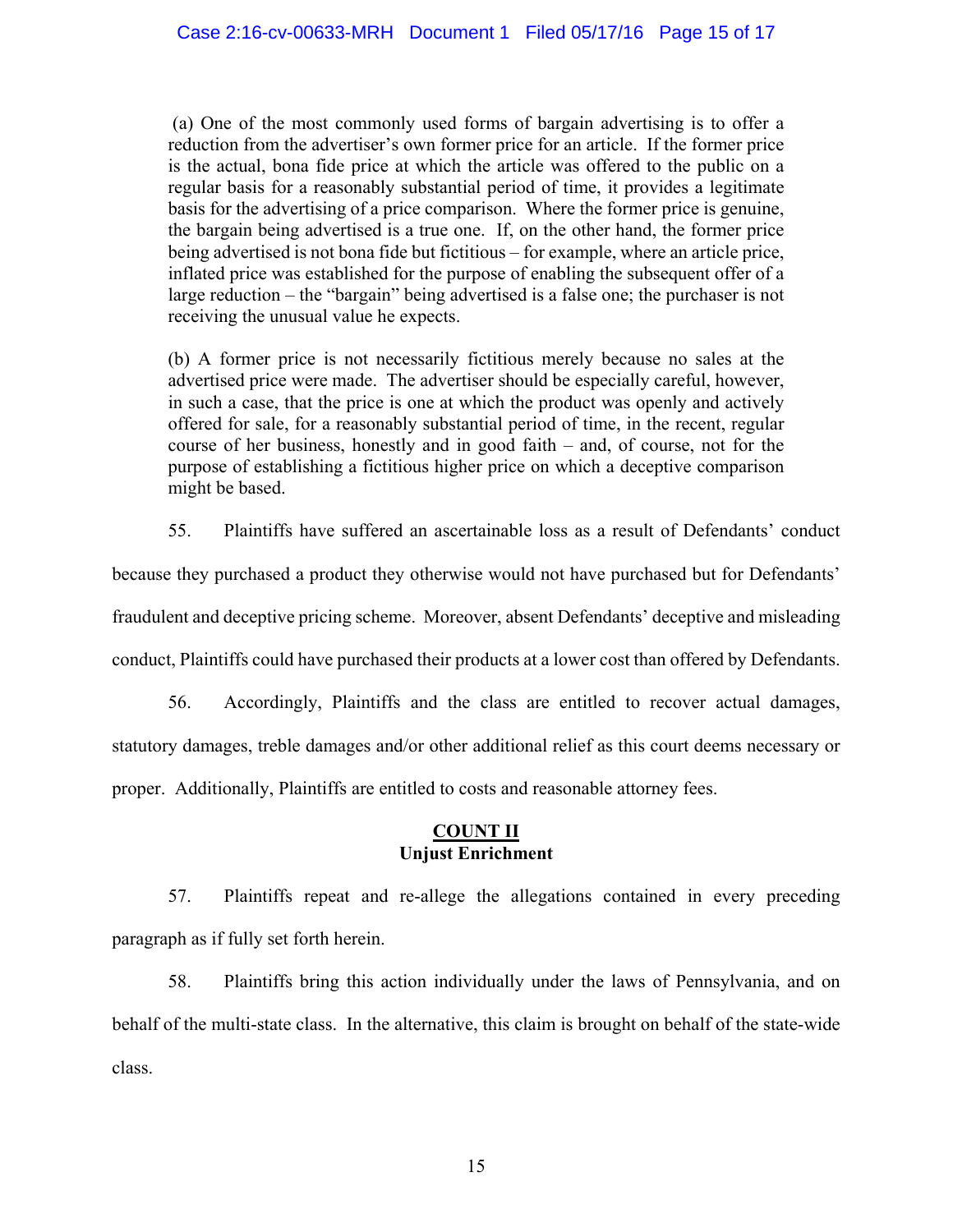(a) One of the most commonly used forms of bargain advertising is to offer a reduction from the advertiser's own former price for an article. If the former price is the actual, bona fide price at which the article was offered to the public on a regular basis for a reasonably substantial period of time, it provides a legitimate basis for the advertising of a price comparison. Where the former price is genuine, the bargain being advertised is a true one. If, on the other hand, the former price being advertised is not bona fide but fictitious – for example, where an article price, inflated price was established for the purpose of enabling the subsequent offer of a large reduction – the "bargain" being advertised is a false one; the purchaser is not receiving the unusual value he expects.

(b) A former price is not necessarily fictitious merely because no sales at the advertised price were made. The advertiser should be especially careful, however, in such a case, that the price is one at which the product was openly and actively offered for sale, for a reasonably substantial period of time, in the recent, regular course of her business, honestly and in good faith – and, of course, not for the purpose of establishing a fictitious higher price on which a deceptive comparison might be based.

55. Plaintiffs have suffered an ascertainable loss as a result of Defendants' conduct because they purchased a product they otherwise would not have purchased but for Defendants' fraudulent and deceptive pricing scheme. Moreover, absent Defendants' deceptive and misleading conduct, Plaintiffs could have purchased their products at a lower cost than offered by Defendants.

56. Accordingly, Plaintiffs and the class are entitled to recover actual damages, statutory damages, treble damages and/or other additional relief as this court deems necessary or proper. Additionally, Plaintiffs are entitled to costs and reasonable attorney fees.

## COUNT II
**Unjust Enrichment**

57. Plaintiffs repeat and re-allege the allegations contained in every preceding paragraph as if fully set forth herein.

58. Plaintiffs bring this action individually under the laws of Pennsylvania, and on behalf of the multi-state class. In the alternative, this claim is brought on behalf of the state-wide class.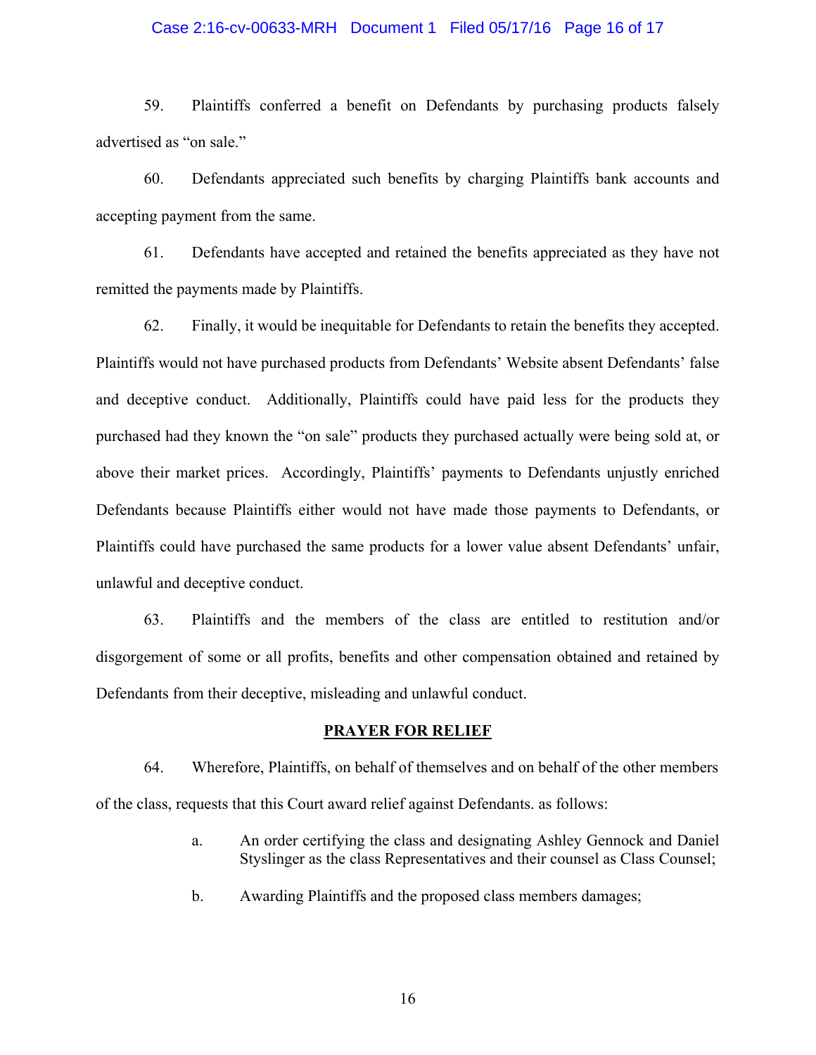59. Plaintiffs conferred a benefit on Defendants by purchasing products falsely advertised as "on sale."

60. Defendants appreciated such benefits by charging Plaintiffs bank accounts and accepting payment from the same.

61. Defendants have accepted and retained the benefits appreciated as they have not remitted the payments made by Plaintiffs.

62. Finally, it would be inequitable for Defendants to retain the benefits they accepted. Plaintiffs would not have purchased products from Defendants' Website absent Defendants' false and deceptive conduct. Additionally, Plaintiffs could have paid less for the products they purchased had they known the "on sale" products they purchased actually were being sold at, or above their market prices. Accordingly, Plaintiffs' payments to Defendants unjustly enriched Defendants because Plaintiffs either would not have made those payments to Defendants, or Plaintiffs could have purchased the same products for a lower value absent Defendants' unfair, unlawful and deceptive conduct.

63. Plaintiffs and the members of the class are entitled to restitution and/or disgorgement of some or all profits, benefits and other compensation obtained and retained by Defendants from their deceptive, misleading and unlawful conduct.

## PRAYER FOR RELIEF

64. Wherefore, Plaintiffs, on behalf of themselves and on behalf of the other members of the class, requests that this Court award relief against Defendants. as follows:

a. An order certifying the class and designating Ashley Gennock and Daniel Styslinger as the class Representatives and their counsel as Class Counsel;

b. Awarding Plaintiffs and the proposed class members damages;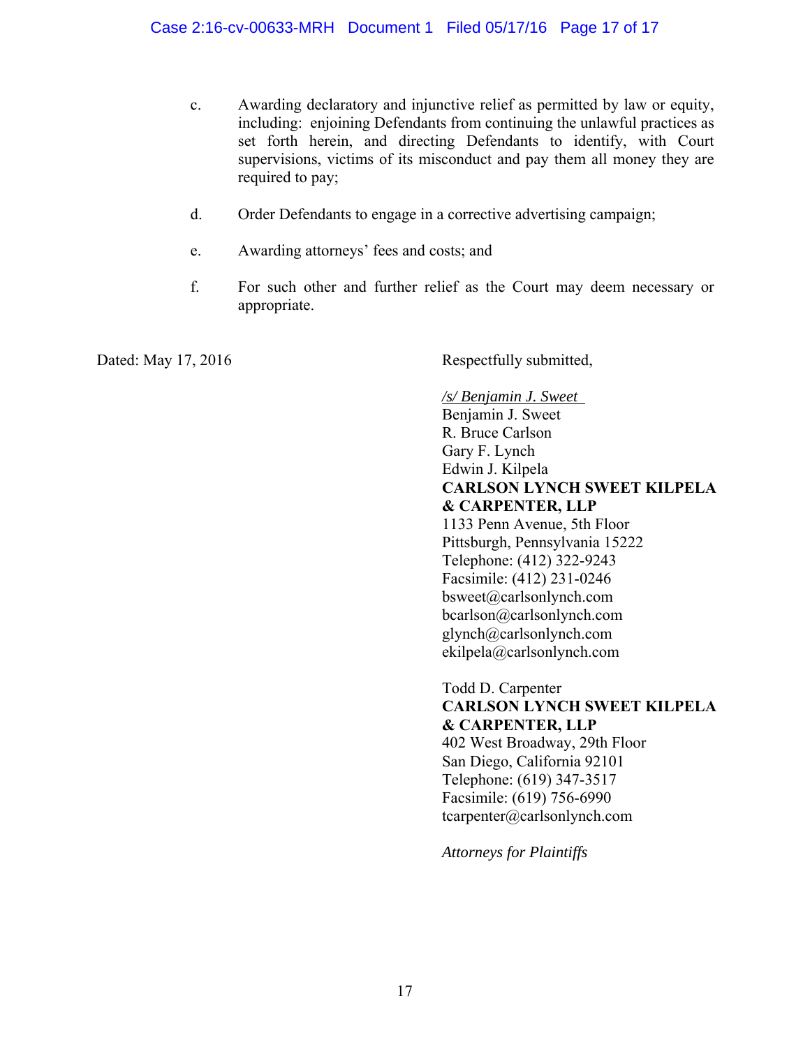c. Awarding declaratory and injunctive relief as permitted by law or equity, including: enjoining Defendants from continuing the unlawful practices as set forth herein, and directing Defendants to identify, with Court supervisions, victims of its misconduct and pay them all money they are required to pay;

d. Order Defendants to engage in a corrective advertising campaign;

e. Awarding attorneys' fees and costs; and

f. For such other and further relief as the Court may deem necessary or appropriate.

Dated: May 17, 2016

Respectfully submitted,

*/s/ Benjamin J. Sweet*
Benjamin J. Sweet
R. Bruce Carlson
Gary F. Lynch
Edwin J. Kilpela
**CARLSON LYNCH SWEET KILPELA & CARPENTER, LLP**
1133 Penn Avenue, 5th Floor
Pittsburgh, Pennsylvania 15222
Telephone: (412) 322-9243
Facsimile: (412) 231-0246
bsweet@carlsonlynch.com
bcarlson@carlsonlynch.com
glynch@carlsonlynch.com
ekilpela@carlsonlynch.com

Todd D. Carpenter
**CARLSON LYNCH SWEET KILPELA & CARPENTER, LLP**
402 West Broadway, 29th Floor
San Diego, California 92101
Telephone: (619) 347-3517
Facsimile: (619) 756-6990
tcarpenter@carlsonlynch.com

*Attorneys for Plaintiffs*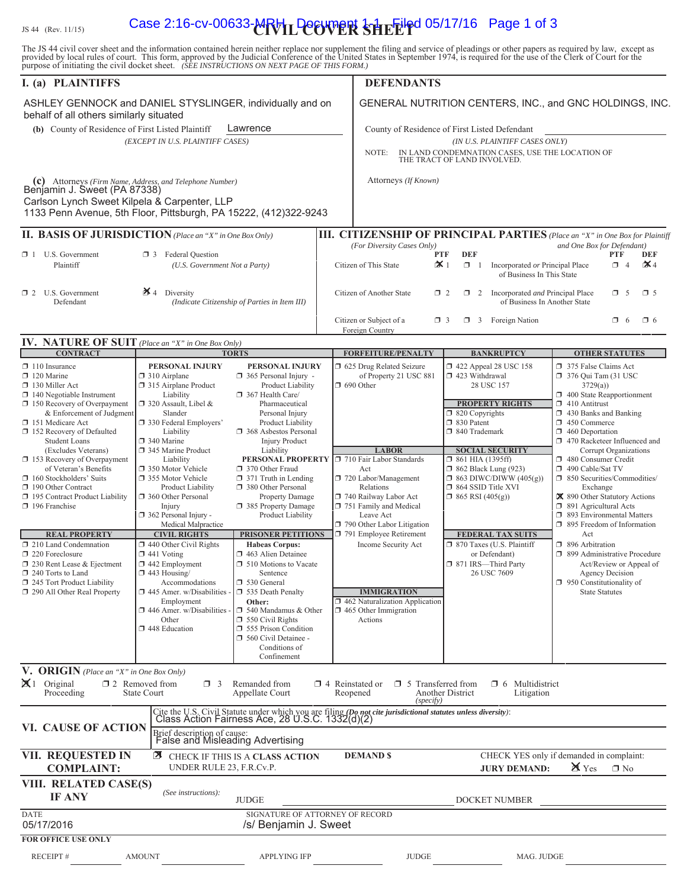JS 44 (Rev. 11/15)

# CIVIL COVER SHEET

The JS 44 civil cover sheet and the information contained herein neither replace nor supplement the filing and service of pleadings or other papers as required by law, except as provided by local rules of court. This form, approved by the Judicial Conference of the United States in September 1974, is required for the use of the Clerk of Court for the purpose of initiating the civil docket sheet. *(SEE INSTRUCTIONS ON NEXT PAGE OF THIS FORM.)*

## I. (a) PLAINTIFFS

ASHLEY GENNOCK and DANIEL STYSLINGER, individually and on behalf of all others similarly situated

**(b)** County of Residence of First Listed Plaintiff: Lawrence
*(EXCEPT IN U.S. PLAINTIFF CASES)*

**(c)** Attorneys *(Firm Name, Address, and Telephone Number)*
Benjamin J. Sweet (PA 87338)
Carlson Lynch Sweet Kilpela & Carpenter, LLP
1133 Penn Avenue, 5th Floor, Pittsburgh, PA 15222, (412)322-9243

## DEFENDANTS

GENERAL NUTRITION CENTERS, INC., and GNC HOLDINGS, INC.

County of Residence of First Listed Defendant
*(IN U.S. PLAINTIFF CASES ONLY)*

NOTE: IN LAND CONDEMNATION CASES, USE THE LOCATION OF THE TRACT OF LAND INVOLVED.

Attorneys *(If Known)*

## II. BASIS OF JURISDICTION *(Place an "X" in One Box Only)*

- ☐ 1 U.S. Government Plaintiff
- ☐ 3 Federal Question (U.S. Government Not a Party)
- ☐ 2 U.S. Government Defendant
- ☒ 4 Diversity (Indicate Citizenship of Parties in Item III)

## III. CITIZENSHIP OF PRINCIPAL PARTIES *(Place an "X" in One Box for Plaintiff and One Box for Defendant)*

*(For Diversity Cases Only)*

| | PTF | DEF | | PTF | DEF |
|---|---|---|---|---|---|
| Citizen of This State | ☒ 1 | ☐ 1 | Incorporated *or* Principal Place of Business In This State | ☐ 4 | ☒ 4 |
| Citizen of Another State | ☐ 2 | ☐ 2 | Incorporated *and* Principal Place of Business In Another State | ☐ 5 | ☐ 5 |
| Citizen or Subject of a Foreign Country | ☐ 3 | ☐ 3 | Foreign Nation | ☐ 6 | ☐ 6 |

## IV. NATURE OF SUIT *(Place an "X" in One Box Only)*

**CONTRACT**
- ☐ 110 Insurance
- ☐ 120 Marine
- ☐ 130 Miller Act
- ☐ 140 Negotiable Instrument
- ☐ 150 Recovery of Overpayment & Enforcement of Judgment
- ☐ 151 Medicare Act
- ☐ 152 Recovery of Defaulted Student Loans (Excludes Veterans)
- ☐ 153 Recovery of Overpayment of Veteran's Benefits
- ☐ 160 Stockholders' Suits
- ☐ 190 Other Contract
- ☐ 195 Contract Product Liability
- ☐ 196 Franchise

**REAL PROPERTY**
- ☐ 210 Land Condemnation
- ☐ 220 Foreclosure
- ☐ 230 Rent Lease & Ejectment
- ☐ 240 Torts to Land
- ☐ 245 Tort Product Liability
- ☐ 290 All Other Real Property

**TORTS**

PERSONAL INJURY
- ☐ 310 Airplane
- ☐ 315 Airplane Product Liability
- ☐ 320 Assault, Libel & Slander
- ☐ 330 Federal Employers' Liability
- ☐ 340 Marine
- ☐ 345 Marine Product Liability
- ☐ 350 Motor Vehicle
- ☐ 355 Motor Vehicle Product Liability
- ☐ 360 Other Personal Injury
- ☐ 362 Personal Injury - Medical Malpractice

PERSONAL INJURY
- ☐ 365 Personal Injury - Product Liability
- ☐ 367 Health Care/ Pharmaceutical Personal Injury Product Liability
- ☐ 368 Asbestos Personal Injury Product Liability

PERSONAL PROPERTY
- ☐ 370 Other Fraud
- ☐ 371 Truth in Lending
- ☐ 380 Other Personal Property Damage
- ☐ 385 Property Damage Product Liability

**CIVIL RIGHTS**
- ☐ 440 Other Civil Rights
- ☐ 441 Voting
- ☐ 442 Employment
- ☐ 443 Housing/ Accommodations
- ☐ 445 Amer. w/Disabilities - Employment
- ☐ 446 Amer. w/Disabilities - Other
- ☐ 448 Education

**PRISONER PETITIONS**

Habeas Corpus:
- ☐ 463 Alien Detainee
- ☐ 510 Motions to Vacate Sentence
- ☐ 530 General
- ☐ 535 Death Penalty

Other:
- ☐ 540 Mandamus & Other
- ☐ 550 Civil Rights
- ☐ 555 Prison Condition
- ☐ 560 Civil Detainee - Conditions of Confinement

**FORFEITURE/PENALTY**
- ☐ 625 Drug Related Seizure of Property 21 USC 881
- ☐ 690 Other

**LABOR**
- ☐ 710 Fair Labor Standards Act
- ☐ 720 Labor/Management Relations
- ☐ 740 Railway Labor Act
- ☐ 751 Family and Medical Leave Act
- ☐ 790 Other Labor Litigation
- ☐ 791 Employee Retirement Income Security Act

**IMMIGRATION**
- ☐ 462 Naturalization Application
- ☐ 465 Other Immigration Actions

**BANKRUPTCY**
- ☐ 422 Appeal 28 USC 158
- ☐ 423 Withdrawal 28 USC 157

**PROPERTY RIGHTS**
- ☐ 820 Copyrights
- ☐ 830 Patent
- ☐ 840 Trademark

**SOCIAL SECURITY**
- ☐ 861 HIA (1395ff)
- ☐ 862 Black Lung (923)
- ☐ 863 DIWC/DIWW (405(g))
- ☐ 864 SSID Title XVI
- ☐ 865 RSI (405(g))

**FEDERAL TAX SUITS**
- ☐ 870 Taxes (U.S. Plaintiff or Defendant)
- ☐ 871 IRS—Third Party 26 USC 7609

**OTHER STATUTES**
- ☐ 375 False Claims Act
- ☐ 376 Qui Tam (31 USC 3729(a))
- ☐ 400 State Reapportionment
- ☐ 410 Antitrust
- ☐ 430 Banks and Banking
- ☐ 450 Commerce
- ☐ 460 Deportation
- ☐ 470 Racketeer Influenced and Corrupt Organizations
- ☐ 480 Consumer Credit
- ☐ 490 Cable/Sat TV
- ☐ 850 Securities/Commodities/ Exchange
- ☒ 890 Other Statutory Actions
- ☐ 891 Agricultural Acts
- ☐ 893 Environmental Matters
- ☐ 895 Freedom of Information Act
- ☐ 896 Arbitration
- ☐ 899 Administrative Procedure Act/Review or Appeal of Agency Decision
- ☐ 950 Constitutionality of State Statutes

## V. ORIGIN *(Place an "X" in One Box Only)*

- ☒ 1 Original Proceeding
- ☐ 2 Removed from State Court
- ☐ 3 Remanded from Appellate Court
- ☐ 4 Reinstated or Reopened
- ☐ 5 Transferred from Another District *(specify)*
- ☐ 6 Multidistrict Litigation

## VI. CAUSE OF ACTION

Cite the U.S. Civil Statute under which you are filing *(Do not cite jurisdictional statutes unless diversity)*:
Class Action Fairness Ace, 28 U.S.C. 1332(d)(2)

Brief description of cause:
False and Misleading Advertising

## VII. REQUESTED IN COMPLAINT:

☒ CHECK IF THIS IS A **CLASS ACTION** UNDER RULE 23, F.R.Cv.P.

**DEMAND $**

CHECK YES only if demanded in complaint:
**JURY DEMAND:** ☒ Yes ☐ No

## VIII. RELATED CASE(S) IF ANY

*(See instructions):* JUDGE ______ DOCKET NUMBER ______

DATE: 05/17/2016

SIGNATURE OF ATTORNEY OF RECORD: /s/ Benjamin J. Sweet

**FOR OFFICE USE ONLY**

RECEIPT # ______ AMOUNT ______ APPLYING IFP ______ JUDGE ______ MAG. JUDGE ______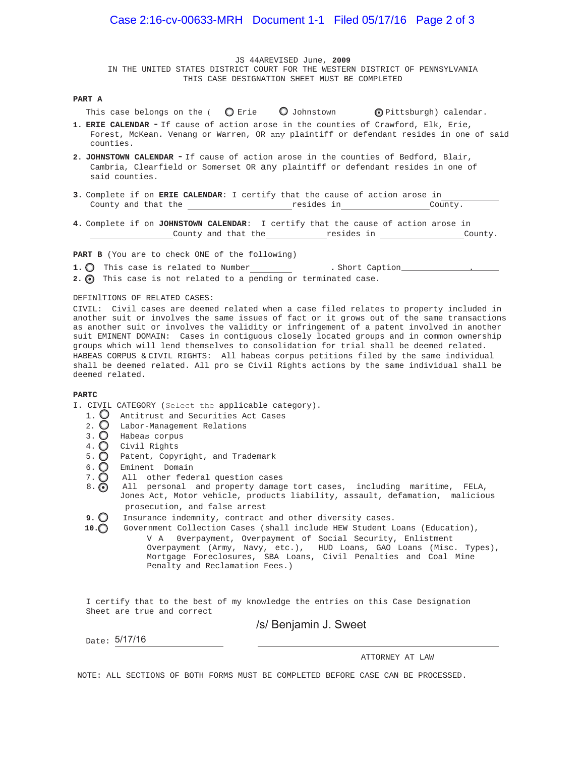JS 44AREVISED June, **2009**
IN THE UNITED STATES DISTRICT COURT FOR THE WESTERN DISTRICT OF PENNSYLVANIA
THIS CASE DESIGNATION SHEET MUST BE COMPLETED

**PART A**

This case belongs on the ( ○ Erie ○ Johnstown ⦿ Pittsburgh) calendar.

1. **ERIE CALENDAR -** If cause of action arose in the counties of Crawford, Elk, Erie, Forest, McKean. Venang or Warren, OR any plaintiff or defendant resides in one of said counties.

2. **JOHNSTOWN CALENDAR -** If cause of action arose in the counties of Bedford, Blair, Cambria, Clearfield or Somerset OR any plaintiff or defendant resides in one of said counties.

3. Complete if on **ERIE CALENDAR**: I certify that the cause of action arose in ____________ County and that the ______________________ resides in __________________ County.

4. Complete if on **JOHNSTOWN CALENDAR**: I certify that the cause of action arose in __________________ County and that the _____________ resides in __________________ County.

**PART B** (You are to check ONE of the following)

1. ○ This case is related to Number _________ . Short Caption _______________.
2. ⦿ This case is not related to a pending or terminated case.

DEFINlTIONS OF RELATED CASES:

CIVIL: Civil cases are deemed related when a case filed relates to property included in another suit or involves the same issues of fact or it grows out of the same transactions as another suit or involves the validity or infringement of a patent involved in another suit EMINENT DOMAIN: Cases in contiguous closely located groups and in common ownership groups which will lend themselves to consolidation for trial shall be deemed related. HABEAS CORPUS & CIVIL RIGHTS: All habeas corpus petitions filed by the same individual shall be deemed related. All pro se Civil Rights actions by the same individual shall be deemed related.

**PARTC**

I. CIVIL CATEGORY (Select the applicable category).

1. ○ Antitrust and Securities Act Cases
2. ○ Labor-Management Relations
3. ○ Habeas corpus
4. ○ Civil Rights
5. ○ Patent, Copyright, and Trademark
6. ○ Eminent Domain
7. ○ All other federal question cases
8. ⦿ All personal and property damage tort cases, including maritime, FELA, Jones Act, Motor vehicle, products liability, assault, defamation, malicious prosecution, and false arrest
9. ○ Insurance indemnity, contract and other diversity cases.
10. ○ Government Collection Cases (shall include HEW Student Loans (Education), V A 0verpayment, Overpayment of Social Security, Enlistment Overpayment (Army, Navy, etc.), HUD Loans, GAO Loans (Misc. Types), Mortgage Foreclosures, SBA Loans, Civil Penalties and Coal Mine Penalty and Reclamation Fees.)

I certify that to the best of my knowledge the entries on this Case Designation Sheet are true and correct

Date: 5/17/16

/s/ Benjamin J. Sweet

ATTORNEY AT LAW

NOTE: ALL SECTIONS OF BOTH FORMS MUST BE COMPLETED BEFORE CASE CAN BE PROCESSED.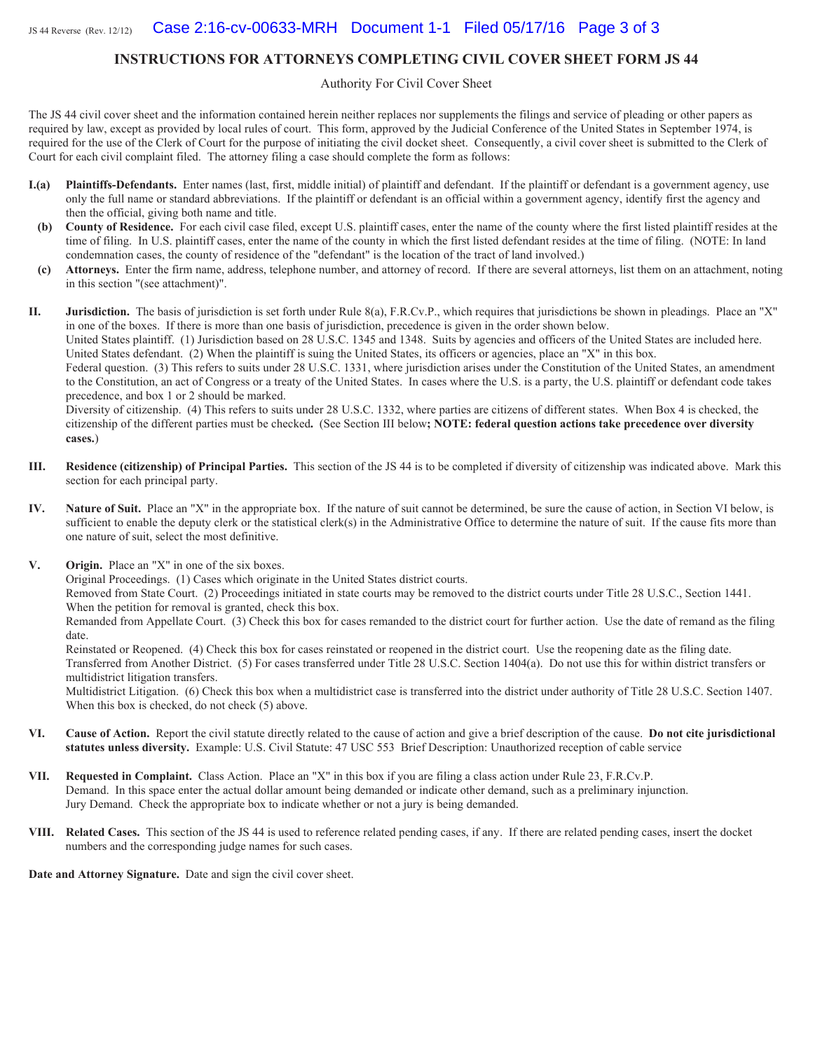# INSTRUCTIONS FOR ATTORNEYS COMPLETING CIVIL COVER SHEET FORM JS 44

Authority For Civil Cover Sheet

The JS 44 civil cover sheet and the information contained herein neither replaces nor supplements the filings and service of pleading or other papers as required by law, except as provided by local rules of court. This form, approved by the Judicial Conference of the United States in September 1974, is required for the use of the Clerk of Court for the purpose of initiating the civil docket sheet. Consequently, a civil cover sheet is submitted to the Clerk of Court for each civil complaint filed. The attorney filing a case should complete the form as follows:

**I.(a)** **Plaintiffs-Defendants.** Enter names (last, first, middle initial) of plaintiff and defendant. If the plaintiff or defendant is a government agency, use only the full name or standard abbreviations. If the plaintiff or defendant is an official within a government agency, identify first the agency and then the official, giving both name and title.

**(b)** **County of Residence.** For each civil case filed, except U.S. plaintiff cases, enter the name of the county where the first listed plaintiff resides at the time of filing. In U.S. plaintiff cases, enter the name of the county in which the first listed defendant resides at the time of filing. (NOTE: In land condemnation cases, the county of residence of the "defendant" is the location of the tract of land involved.)

**(c)** **Attorneys.** Enter the firm name, address, telephone number, and attorney of record. If there are several attorneys, list them on an attachment, noting in this section "(see attachment)".

**II.** **Jurisdiction.** The basis of jurisdiction is set forth under Rule 8(a), F.R.Cv.P., which requires that jurisdictions be shown in pleadings. Place an "X" in one of the boxes. If there is more than one basis of jurisdiction, precedence is given in the order shown below.
United States plaintiff. (1) Jurisdiction based on 28 U.S.C. 1345 and 1348. Suits by agencies and officers of the United States are included here.
United States defendant. (2) When the plaintiff is suing the United States, its officers or agencies, place an "X" in this box.
Federal question. (3) This refers to suits under 28 U.S.C. 1331, where jurisdiction arises under the Constitution of the United States, an amendment to the Constitution, an act of Congress or a treaty of the United States. In cases where the U.S. is a party, the U.S. plaintiff or defendant code takes precedence, and box 1 or 2 should be marked.
Diversity of citizenship. (4) This refers to suits under 28 U.S.C. 1332, where parties are citizens of different states. When Box 4 is checked, the citizenship of the different parties must be checked**.** (See Section III below**; NOTE: federal question actions take precedence over diversity cases.**)

**III.** **Residence (citizenship) of Principal Parties.** This section of the JS 44 is to be completed if diversity of citizenship was indicated above. Mark this section for each principal party.

**IV.** **Nature of Suit.** Place an "X" in the appropriate box. If the nature of suit cannot be determined, be sure the cause of action, in Section VI below, is sufficient to enable the deputy clerk or the statistical clerk(s) in the Administrative Office to determine the nature of suit. If the cause fits more than one nature of suit, select the most definitive.

**V.** **Origin.** Place an "X" in one of the six boxes.
Original Proceedings. (1) Cases which originate in the United States district courts.
Removed from State Court. (2) Proceedings initiated in state courts may be removed to the district courts under Title 28 U.S.C., Section 1441. When the petition for removal is granted, check this box.
Remanded from Appellate Court. (3) Check this box for cases remanded to the district court for further action. Use the date of remand as the filing date.
Reinstated or Reopened. (4) Check this box for cases reinstated or reopened in the district court. Use the reopening date as the filing date.
Transferred from Another District. (5) For cases transferred under Title 28 U.S.C. Section 1404(a). Do not use this for within district transfers or multidistrict litigation transfers.
Multidistrict Litigation. (6) Check this box when a multidistrict case is transferred into the district under authority of Title 28 U.S.C. Section 1407. When this box is checked, do not check (5) above.

**VI.** **Cause of Action.** Report the civil statute directly related to the cause of action and give a brief description of the cause. **Do not cite jurisdictional statutes unless diversity.** Example: U.S. Civil Statute: 47 USC 553 Brief Description: Unauthorized reception of cable service

**VII.** **Requested in Complaint.** Class Action. Place an "X" in this box if you are filing a class action under Rule 23, F.R.Cv.P.
Demand. In this space enter the actual dollar amount being demanded or indicate other demand, such as a preliminary injunction.
Jury Demand. Check the appropriate box to indicate whether or not a jury is being demanded.

**VIII.** **Related Cases.** This section of the JS 44 is used to reference related pending cases, if any. If there are related pending cases, insert the docket numbers and the corresponding judge names for such cases.

**Date and Attorney Signature.** Date and sign the civil cover sheet.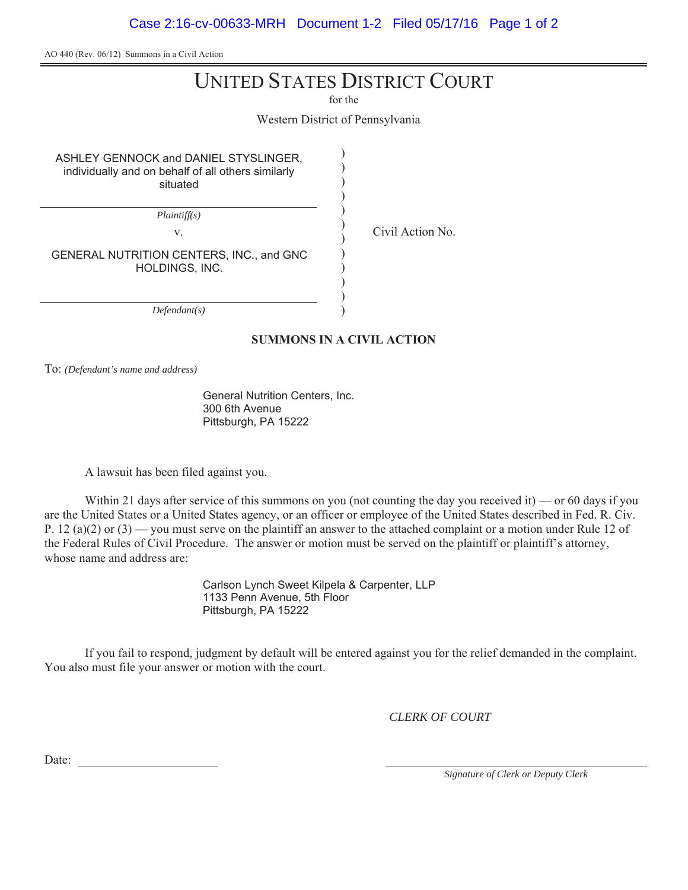AO 440 (Rev. 06/12) Summons in a Civil Action

# UNITED STATES DISTRICT COURT

for the

Western District of Pennsylvania

| | | |
|---|---|---|
| ASHLEY GENNOCK and DANIEL STYSLINGER, individually and on behalf of all others similarly situated | ) | |
| *Plaintiff(s)* | ) | |
| v. | ) | Civil Action No. |
| GENERAL NUTRITION CENTERS, INC., and GNC HOLDINGS, INC. | ) | |
| *Defendant(s)* | ) | |

**SUMMONS IN A CIVIL ACTION**

To: *(Defendant's name and address)*

General Nutrition Centers, Inc.
300 6th Avenue
Pittsburgh, PA 15222

A lawsuit has been filed against you.

Within 21 days after service of this summons on you (not counting the day you received it) — or 60 days if you are the United States or a United States agency, or an officer or employee of the United States described in Fed. R. Civ. P. 12 (a)(2) or (3) — you must serve on the plaintiff an answer to the attached complaint or a motion under Rule 12 of the Federal Rules of Civil Procedure. The answer or motion must be served on the plaintiff or plaintiff's attorney, whose name and address are:

Carlson Lynch Sweet Kilpela & Carpenter, LLP
1133 Penn Avenue, 5th Floor
Pittsburgh, PA 15222

If you fail to respond, judgment by default will be entered against you for the relief demanded in the complaint. You also must file your answer or motion with the court.

*CLERK OF COURT*

Date: ______________________

______________________________
*Signature of Clerk or Deputy Clerk*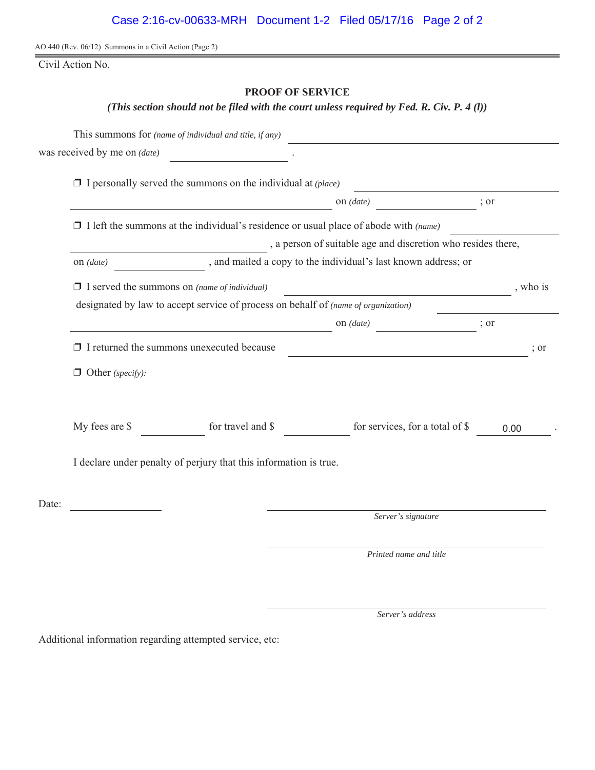AO 440 (Rev. 06/12) Summons in a Civil Action (Page 2)

Civil Action No.

## PROOF OF SERVICE

***(This section should not be filed with the court unless required by Fed. R. Civ. P. 4 (l))***

This summons for *(name of individual and title, if any)* ____________________
was received by me on *(date)* ____________ .

❒ I personally served the summons on the individual at *(place)* ____________________
____________________ on *(date)* ____________ ; or

❒ I left the summons at the individual's residence or usual place of abode with *(name)* ____________
____________________ , a person of suitable age and discretion who resides there,
on *(date)* ____________ , and mailed a copy to the individual's last known address; or

❒ I served the summons on *(name of individual)* ____________________ , who is
designated by law to accept service of process on behalf of *(name of organization)* ____________
____________________ on *(date)* ____________ ; or

❒ I returned the summons unexecuted because ____________________ ; or

❒ Other *(specify)*:

My fees are $ ________ for travel and $ ________ for services, for a total of $ 0.00 .

I declare under penalty of perjury that this information is true.

Date: ____________

____________________
*Server's signature*

____________________
*Printed name and title*

____________________
*Server's address*

Additional information regarding attempted service, etc: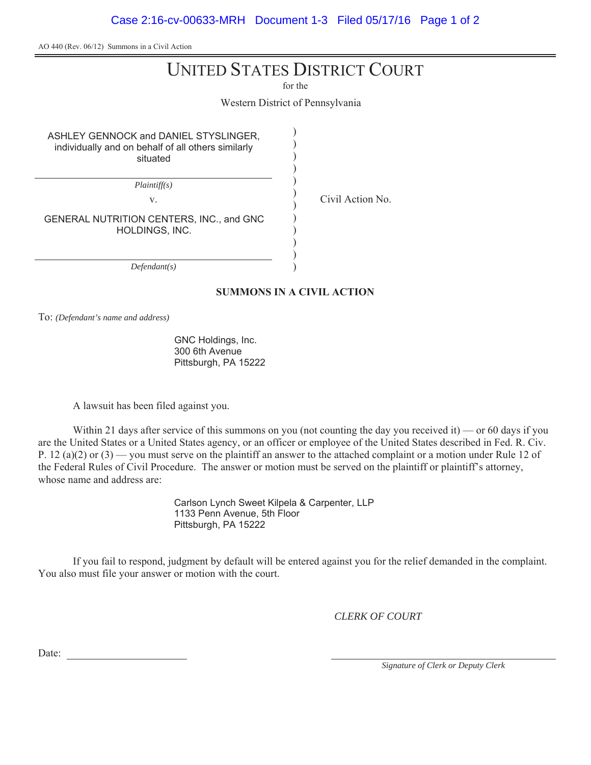AO 440 (Rev. 06/12) Summons in a Civil Action

# UNITED STATES DISTRICT COURT

for the

Western District of Pennsylvania

ASHLEY GENNOCK and DANIEL STYSLINGER, individually and on behalf of all others similarly situated

*Plaintiff(s)*

v.

GENERAL NUTRITION CENTERS, INC., and GNC HOLDINGS, INC.

*Defendant(s)*

Civil Action No.

**SUMMONS IN A CIVIL ACTION**

To: *(Defendant's name and address)*

GNC Holdings, Inc.
300 6th Avenue
Pittsburgh, PA 15222

A lawsuit has been filed against you.

Within 21 days after service of this summons on you (not counting the day you received it) — or 60 days if you are the United States or a United States agency, or an officer or employee of the United States described in Fed. R. Civ. P. 12 (a)(2) or (3) — you must serve on the plaintiff an answer to the attached complaint or a motion under Rule 12 of the Federal Rules of Civil Procedure. The answer or motion must be served on the plaintiff or plaintiff's attorney, whose name and address are:

Carlson Lynch Sweet Kilpela & Carpenter, LLP
1133 Penn Avenue, 5th Floor
Pittsburgh, PA 15222

If you fail to respond, judgment by default will be entered against you for the relief demanded in the complaint. You also must file your answer or motion with the court.

*CLERK OF COURT*

Date: ____________________

____________________
*Signature of Clerk or Deputy Clerk*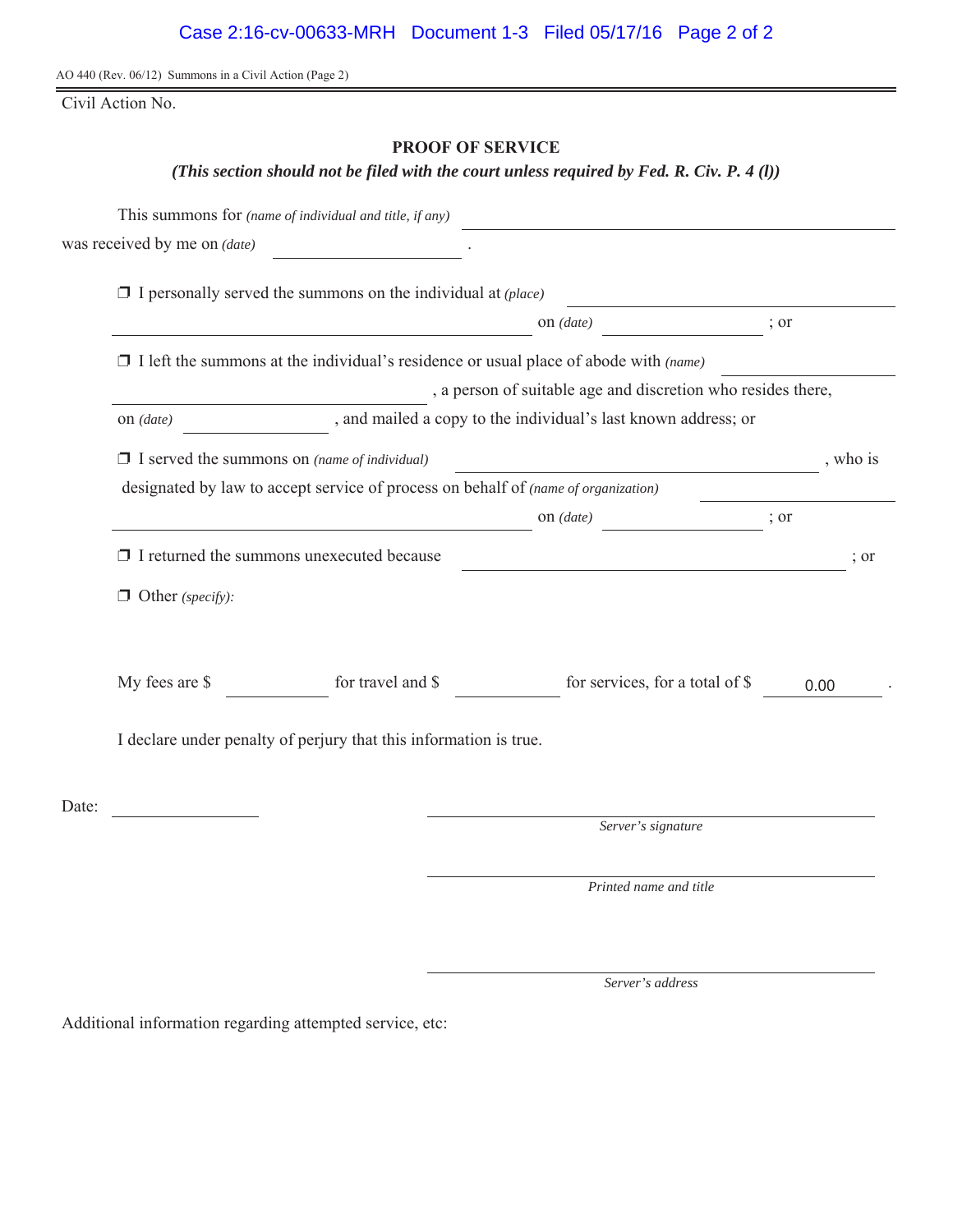AO 440 (Rev. 06/12) Summons in a Civil Action (Page 2)

Civil Action No.

## PROOF OF SERVICE

***(This section should not be filed with the court unless required by Fed. R. Civ. P. 4 (l))***

This summons for *(name of individual and title, if any)* ______________________________

was received by me on *(date)* ______________ .

❒ I personally served the summons on the individual at *(place)* ______________________________

______________________________ on *(date)* ______________ ; or

❒ I left the summons at the individual's residence or usual place of abode with *(name)* ______________

______________________________ , a person of suitable age and discretion who resides there,

on *(date)* ______________ , and mailed a copy to the individual's last known address; or

❒ I served the summons on *(name of individual)* ______________________________ , who is

designated by law to accept service of process on behalf of *(name of organization)* ______________

______________________________ on *(date)* ______________ ; or

❒ I returned the summons unexecuted because ______________________________ ; or

❒ Other *(specify)*:

My fees are $ ________ for travel and $ ________ for services, for a total of $ 0.00 .

I declare under penalty of perjury that this information is true.

Date: ______________

______________________________
*Server's signature*

______________________________
*Printed name and title*

______________________________
*Server's address*

Additional information regarding attempted service, etc: